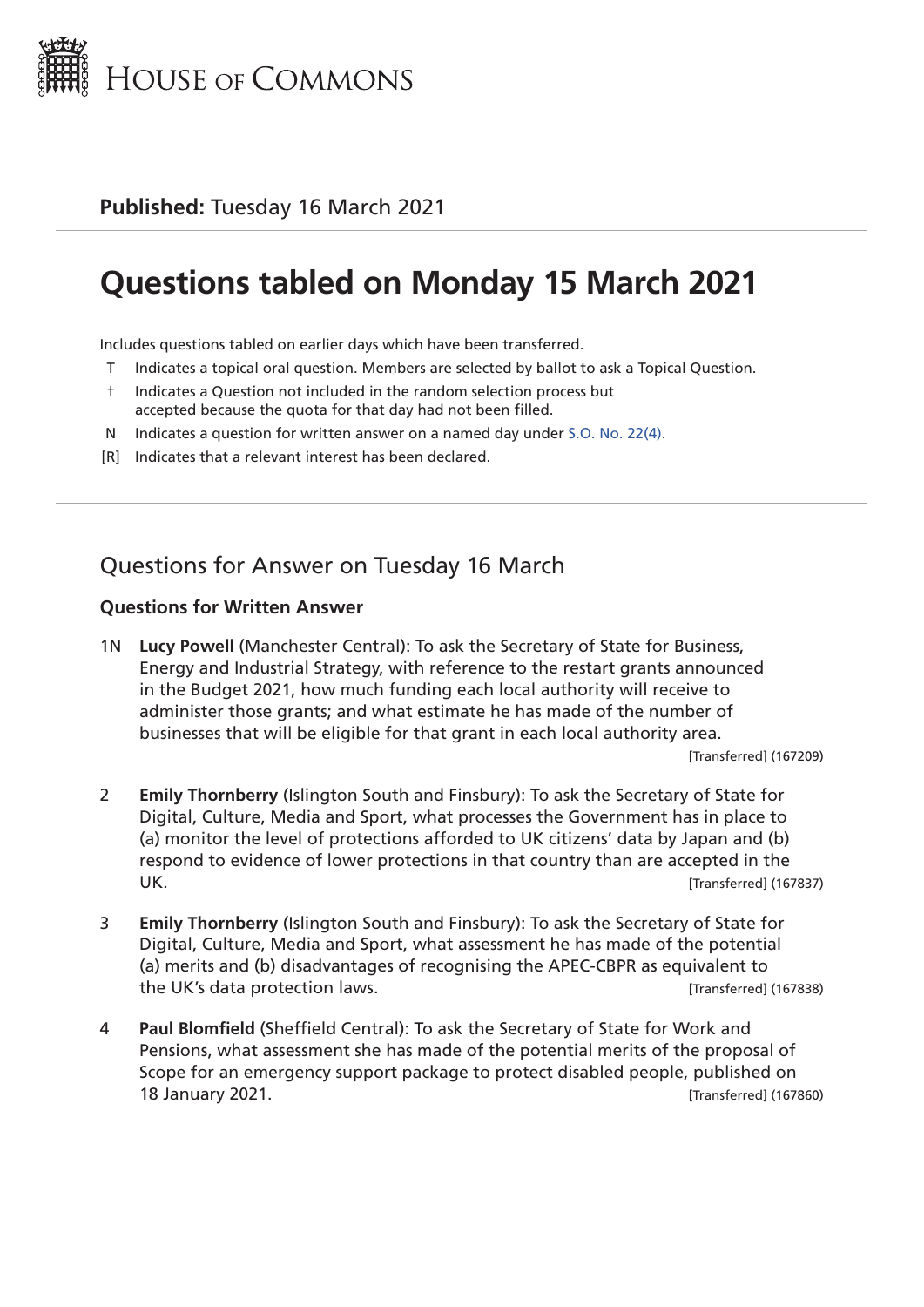House of Commons

**Published:** Tuesday 16 March 2021

# Questions tabled on Monday 15 March 2021

Includes questions tabled on earlier days which have been transferred.

T Indicates a topical oral question. Members are selected by ballot to ask a Topical Question.

† Indicates a Question not included in the random selection process but accepted because the quota for that day had not been filled.

N Indicates a question for written answer on a named day under S.O. No. 22(4).

[R] Indicates that a relevant interest has been declared.

## Questions for Answer on Tuesday 16 March

### Questions for Written Answer

1N **Lucy Powell** (Manchester Central): To ask the Secretary of State for Business, Energy and Industrial Strategy, with reference to the restart grants announced in the Budget 2021, how much funding each local authority will receive to administer those grants; and what estimate he has made of the number of businesses that will be eligible for that grant in each local authority area.

[Transferred] (167209)

2 **Emily Thornberry** (Islington South and Finsbury): To ask the Secretary of State for Digital, Culture, Media and Sport, what processes the Government has in place to (a) monitor the level of protections afforded to UK citizens' data by Japan and (b) respond to evidence of lower protections in that country than are accepted in the UK. [Transferred] (167837)

3 **Emily Thornberry** (Islington South and Finsbury): To ask the Secretary of State for Digital, Culture, Media and Sport, what assessment he has made of the potential (a) merits and (b) disadvantages of recognising the APEC-CBPR as equivalent to the UK's data protection laws. [Transferred] (167838)

4 **Paul Blomfield** (Sheffield Central): To ask the Secretary of State for Work and Pensions, what assessment she has made of the potential merits of the proposal of Scope for an emergency support package to protect disabled people, published on 18 January 2021. [Transferred] (167860)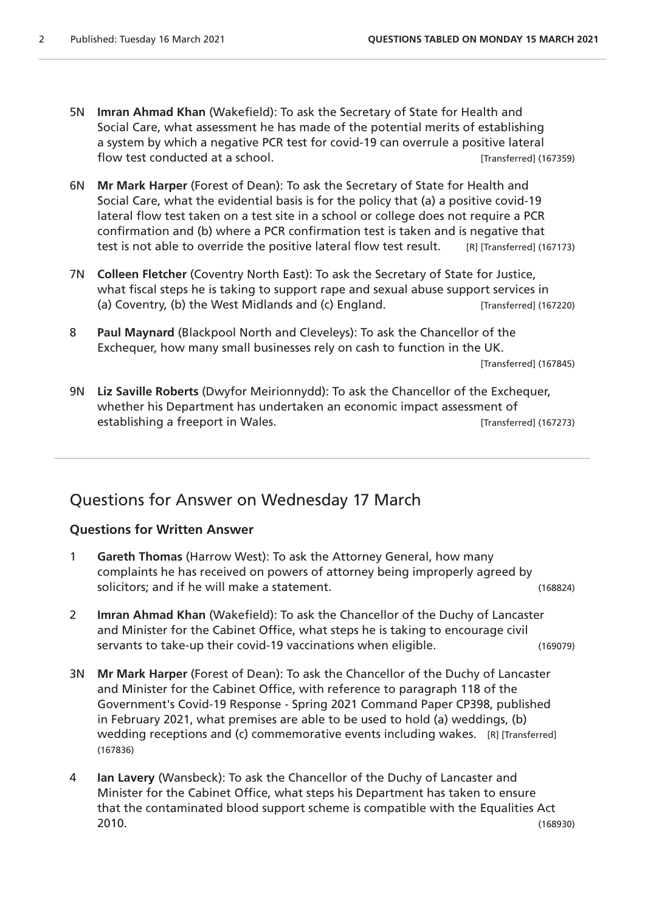5N **Imran Ahmad Khan** (Wakefield): To ask the Secretary of State for Health and Social Care, what assessment he has made of the potential merits of establishing a system by which a negative PCR test for covid-19 can overrule a positive lateral flow test conducted at a school. [Transferred] (167359)

6N **Mr Mark Harper** (Forest of Dean): To ask the Secretary of State for Health and Social Care, what the evidential basis is for the policy that (a) a positive covid-19 lateral flow test taken on a test site in a school or college does not require a PCR confirmation and (b) where a PCR confirmation test is taken and is negative that test is not able to override the positive lateral flow test result. [R] [Transferred] (167173)

7N **Colleen Fletcher** (Coventry North East): To ask the Secretary of State for Justice, what fiscal steps he is taking to support rape and sexual abuse support services in (a) Coventry, (b) the West Midlands and (c) England. [Transferred] (167220)

8 **Paul Maynard** (Blackpool North and Cleveleys): To ask the Chancellor of the Exchequer, how many small businesses rely on cash to function in the UK. [Transferred] (167845)

9N **Liz Saville Roberts** (Dwyfor Meirionnydd): To ask the Chancellor of the Exchequer, whether his Department has undertaken an economic impact assessment of establishing a freeport in Wales. [Transferred] (167273)

## Questions for Answer on Wednesday 17 March

### Questions for Written Answer

1 **Gareth Thomas** (Harrow West): To ask the Attorney General, how many complaints he has received on powers of attorney being improperly agreed by solicitors; and if he will make a statement. (168824)

2 **Imran Ahmad Khan** (Wakefield): To ask the Chancellor of the Duchy of Lancaster and Minister for the Cabinet Office, what steps he is taking to encourage civil servants to take-up their covid-19 vaccinations when eligible. (169079)

3N **Mr Mark Harper** (Forest of Dean): To ask the Chancellor of the Duchy of Lancaster and Minister for the Cabinet Office, with reference to paragraph 118 of the Government's Covid-19 Response - Spring 2021 Command Paper CP398, published in February 2021, what premises are able to be used to hold (a) weddings, (b) wedding receptions and (c) commemorative events including wakes. [R] [Transferred] (167836)

4 **Ian Lavery** (Wansbeck): To ask the Chancellor of the Duchy of Lancaster and Minister for the Cabinet Office, what steps his Department has taken to ensure that the contaminated blood support scheme is compatible with the Equalities Act 2010. (168930)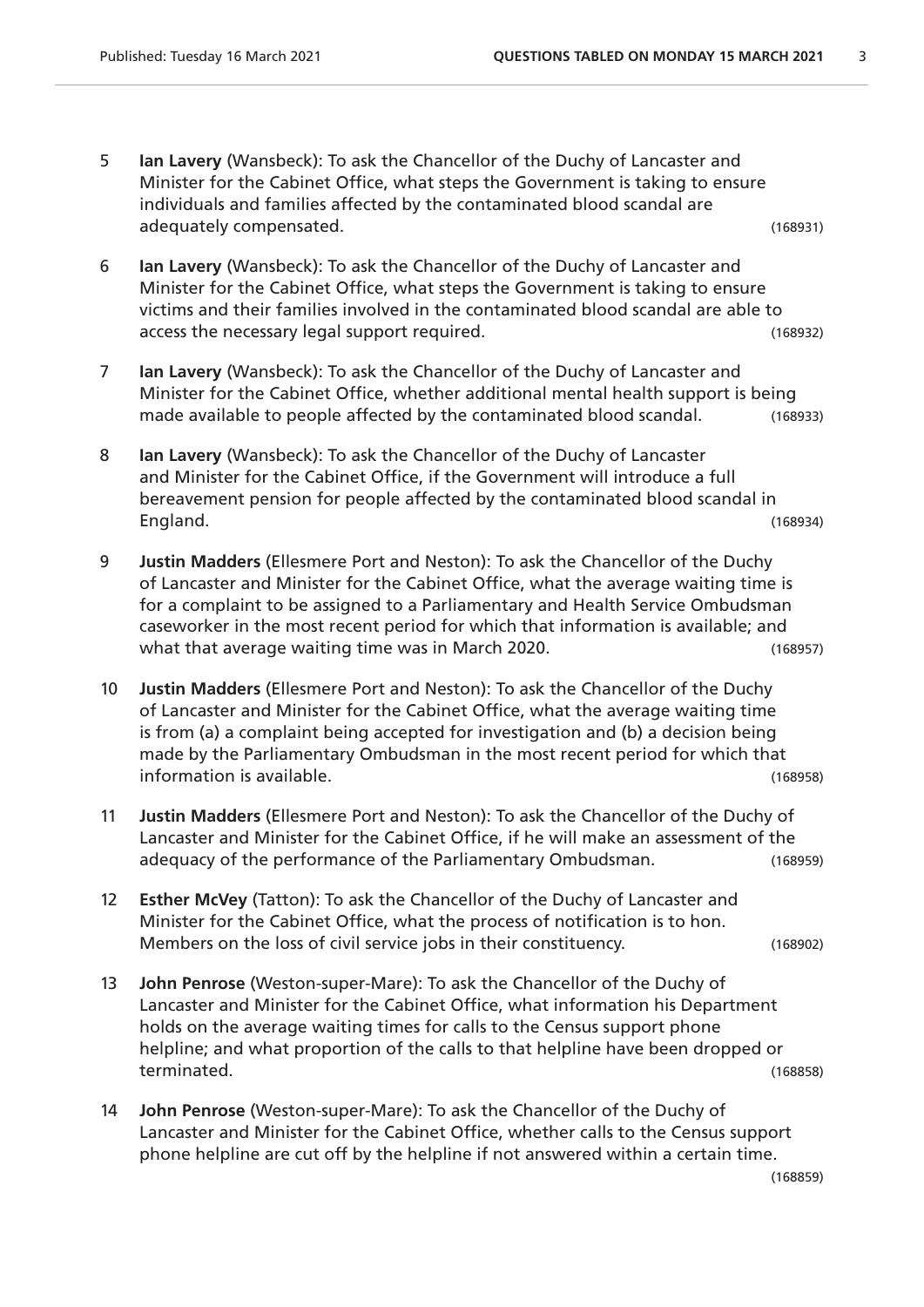5 **Ian Lavery** (Wansbeck): To ask the Chancellor of the Duchy of Lancaster and Minister for the Cabinet Office, what steps the Government is taking to ensure individuals and families affected by the contaminated blood scandal are adequately compensated. (168931)

6 **Ian Lavery** (Wansbeck): To ask the Chancellor of the Duchy of Lancaster and Minister for the Cabinet Office, what steps the Government is taking to ensure victims and their families involved in the contaminated blood scandal are able to access the necessary legal support required. (168932)

7 **Ian Lavery** (Wansbeck): To ask the Chancellor of the Duchy of Lancaster and Minister for the Cabinet Office, whether additional mental health support is being made available to people affected by the contaminated blood scandal. (168933)

8 **Ian Lavery** (Wansbeck): To ask the Chancellor of the Duchy of Lancaster and Minister for the Cabinet Office, if the Government will introduce a full bereavement pension for people affected by the contaminated blood scandal in England. (168934)

9 **Justin Madders** (Ellesmere Port and Neston): To ask the Chancellor of the Duchy of Lancaster and Minister for the Cabinet Office, what the average waiting time is for a complaint to be assigned to a Parliamentary and Health Service Ombudsman caseworker in the most recent period for which that information is available; and what that average waiting time was in March 2020. (168957)

10 **Justin Madders** (Ellesmere Port and Neston): To ask the Chancellor of the Duchy of Lancaster and Minister for the Cabinet Office, what the average waiting time is from (a) a complaint being accepted for investigation and (b) a decision being made by the Parliamentary Ombudsman in the most recent period for which that information is available. (168958)

11 **Justin Madders** (Ellesmere Port and Neston): To ask the Chancellor of the Duchy of Lancaster and Minister for the Cabinet Office, if he will make an assessment of the adequacy of the performance of the Parliamentary Ombudsman. (168959)

12 **Esther McVey** (Tatton): To ask the Chancellor of the Duchy of Lancaster and Minister for the Cabinet Office, what the process of notification is to hon. Members on the loss of civil service jobs in their constituency. (168902)

13 **John Penrose** (Weston-super-Mare): To ask the Chancellor of the Duchy of Lancaster and Minister for the Cabinet Office, what information his Department holds on the average waiting times for calls to the Census support phone helpline; and what proportion of the calls to that helpline have been dropped or terminated. (168858)

14 **John Penrose** (Weston-super-Mare): To ask the Chancellor of the Duchy of Lancaster and Minister for the Cabinet Office, whether calls to the Census support phone helpline are cut off by the helpline if not answered within a certain time. (168859)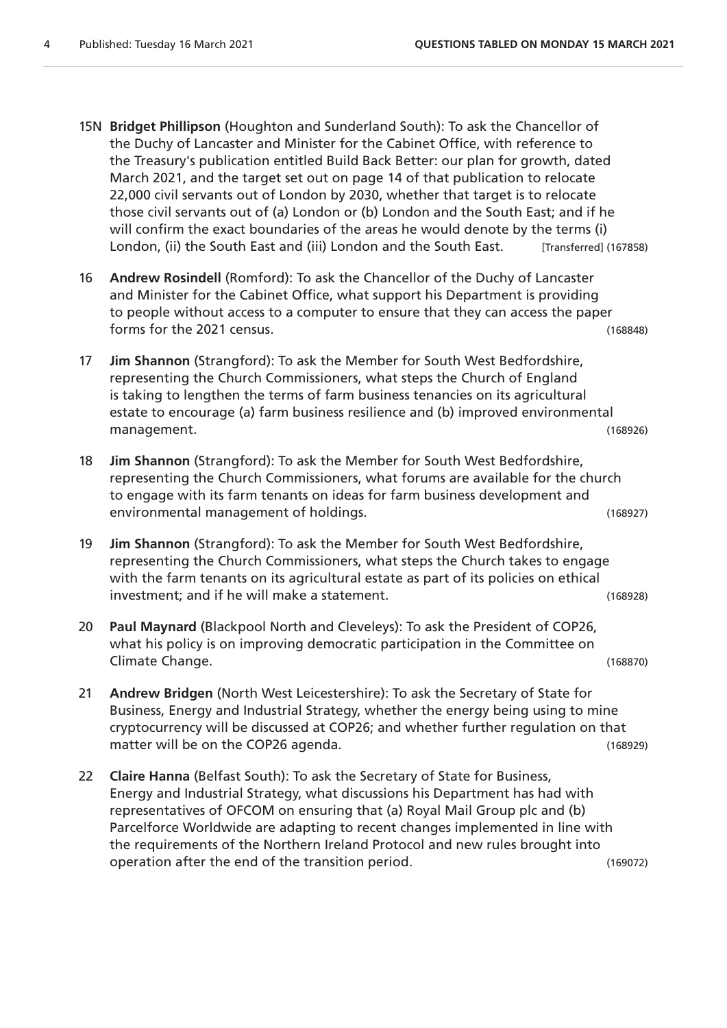15N **Bridget Phillipson** (Houghton and Sunderland South): To ask the Chancellor of the Duchy of Lancaster and Minister for the Cabinet Office, with reference to the Treasury's publication entitled Build Back Better: our plan for growth, dated March 2021, and the target set out on page 14 of that publication to relocate 22,000 civil servants out of London by 2030, whether that target is to relocate those civil servants out of (a) London or (b) London and the South East; and if he will confirm the exact boundaries of the areas he would denote by the terms (i) London, (ii) the South East and (iii) London and the South East. [Transferred] (167858)

16 **Andrew Rosindell** (Romford): To ask the Chancellor of the Duchy of Lancaster and Minister for the Cabinet Office, what support his Department is providing to people without access to a computer to ensure that they can access the paper forms for the 2021 census. (168848)

17 **Jim Shannon** (Strangford): To ask the Member for South West Bedfordshire, representing the Church Commissioners, what steps the Church of England is taking to lengthen the terms of farm business tenancies on its agricultural estate to encourage (a) farm business resilience and (b) improved environmental management. (168926)

18 **Jim Shannon** (Strangford): To ask the Member for South West Bedfordshire, representing the Church Commissioners, what forums are available for the church to engage with its farm tenants on ideas for farm business development and environmental management of holdings. (168927)

19 **Jim Shannon** (Strangford): To ask the Member for South West Bedfordshire, representing the Church Commissioners, what steps the Church takes to engage with the farm tenants on its agricultural estate as part of its policies on ethical investment; and if he will make a statement. (168928)

20 **Paul Maynard** (Blackpool North and Cleveleys): To ask the President of COP26, what his policy is on improving democratic participation in the Committee on Climate Change. (168870)

21 **Andrew Bridgen** (North West Leicestershire): To ask the Secretary of State for Business, Energy and Industrial Strategy, whether the energy being using to mine cryptocurrency will be discussed at COP26; and whether further regulation on that matter will be on the COP26 agenda. (168929)

22 **Claire Hanna** (Belfast South): To ask the Secretary of State for Business, Energy and Industrial Strategy, what discussions his Department has had with representatives of OFCOM on ensuring that (a) Royal Mail Group plc and (b) Parcelforce Worldwide are adapting to recent changes implemented in line with the requirements of the Northern Ireland Protocol and new rules brought into operation after the end of the transition period. (169072)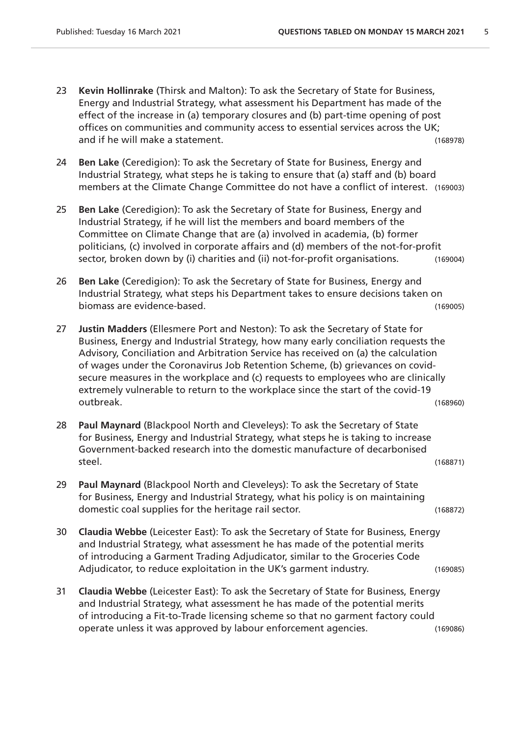23 **Kevin Hollinrake** (Thirsk and Malton): To ask the Secretary of State for Business, Energy and Industrial Strategy, what assessment his Department has made of the effect of the increase in (a) temporary closures and (b) part-time opening of post offices on communities and community access to essential services across the UK; and if he will make a statement. (168978)

24 **Ben Lake** (Ceredigion): To ask the Secretary of State for Business, Energy and Industrial Strategy, what steps he is taking to ensure that (a) staff and (b) board members at the Climate Change Committee do not have a conflict of interest. (169003)

25 **Ben Lake** (Ceredigion): To ask the Secretary of State for Business, Energy and Industrial Strategy, if he will list the members and board members of the Committee on Climate Change that are (a) involved in academia, (b) former politicians, (c) involved in corporate affairs and (d) members of the not-for-profit sector, broken down by (i) charities and (ii) not-for-profit organisations. (169004)

26 **Ben Lake** (Ceredigion): To ask the Secretary of State for Business, Energy and Industrial Strategy, what steps his Department takes to ensure decisions taken on biomass are evidence-based. (169005)

27 **Justin Madders** (Ellesmere Port and Neston): To ask the Secretary of State for Business, Energy and Industrial Strategy, how many early conciliation requests the Advisory, Conciliation and Arbitration Service has received on (a) the calculation of wages under the Coronavirus Job Retention Scheme, (b) grievances on covid-secure measures in the workplace and (c) requests to employees who are clinically extremely vulnerable to return to the workplace since the start of the covid-19 outbreak. (168960)

28 **Paul Maynard** (Blackpool North and Cleveleys): To ask the Secretary of State for Business, Energy and Industrial Strategy, what steps he is taking to increase Government-backed research into the domestic manufacture of decarbonised steel. (168871)

29 **Paul Maynard** (Blackpool North and Cleveleys): To ask the Secretary of State for Business, Energy and Industrial Strategy, what his policy is on maintaining domestic coal supplies for the heritage rail sector. (168872)

30 **Claudia Webbe** (Leicester East): To ask the Secretary of State for Business, Energy and Industrial Strategy, what assessment he has made of the potential merits of introducing a Garment Trading Adjudicator, similar to the Groceries Code Adjudicator, to reduce exploitation in the UK's garment industry. (169085)

31 **Claudia Webbe** (Leicester East): To ask the Secretary of State for Business, Energy and Industrial Strategy, what assessment he has made of the potential merits of introducing a Fit-to-Trade licensing scheme so that no garment factory could operate unless it was approved by labour enforcement agencies. (169086)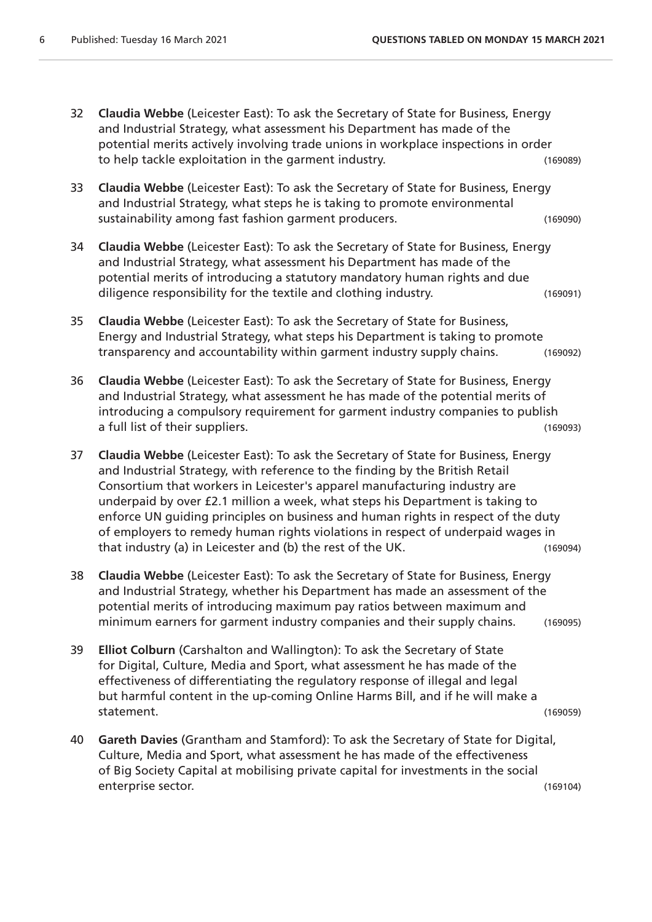32 **Claudia Webbe** (Leicester East): To ask the Secretary of State for Business, Energy and Industrial Strategy, what assessment his Department has made of the potential merits actively involving trade unions in workplace inspections in order to help tackle exploitation in the garment industry. (169089)

33 **Claudia Webbe** (Leicester East): To ask the Secretary of State for Business, Energy and Industrial Strategy, what steps he is taking to promote environmental sustainability among fast fashion garment producers. (169090)

34 **Claudia Webbe** (Leicester East): To ask the Secretary of State for Business, Energy and Industrial Strategy, what assessment his Department has made of the potential merits of introducing a statutory mandatory human rights and due diligence responsibility for the textile and clothing industry. (169091)

35 **Claudia Webbe** (Leicester East): To ask the Secretary of State for Business, Energy and Industrial Strategy, what steps his Department is taking to promote transparency and accountability within garment industry supply chains. (169092)

36 **Claudia Webbe** (Leicester East): To ask the Secretary of State for Business, Energy and Industrial Strategy, what assessment he has made of the potential merits of introducing a compulsory requirement for garment industry companies to publish a full list of their suppliers. (169093)

37 **Claudia Webbe** (Leicester East): To ask the Secretary of State for Business, Energy and Industrial Strategy, with reference to the finding by the British Retail Consortium that workers in Leicester's apparel manufacturing industry are underpaid by over £2.1 million a week, what steps his Department is taking to enforce UN guiding principles on business and human rights in respect of the duty of employers to remedy human rights violations in respect of underpaid wages in that industry (a) in Leicester and (b) the rest of the UK. (169094)

38 **Claudia Webbe** (Leicester East): To ask the Secretary of State for Business, Energy and Industrial Strategy, whether his Department has made an assessment of the potential merits of introducing maximum pay ratios between maximum and minimum earners for garment industry companies and their supply chains. (169095)

39 **Elliot Colburn** (Carshalton and Wallington): To ask the Secretary of State for Digital, Culture, Media and Sport, what assessment he has made of the effectiveness of differentiating the regulatory response of illegal and legal but harmful content in the up-coming Online Harms Bill, and if he will make a statement. (169059)

40 **Gareth Davies** (Grantham and Stamford): To ask the Secretary of State for Digital, Culture, Media and Sport, what assessment he has made of the effectiveness of Big Society Capital at mobilising private capital for investments in the social enterprise sector. (169104)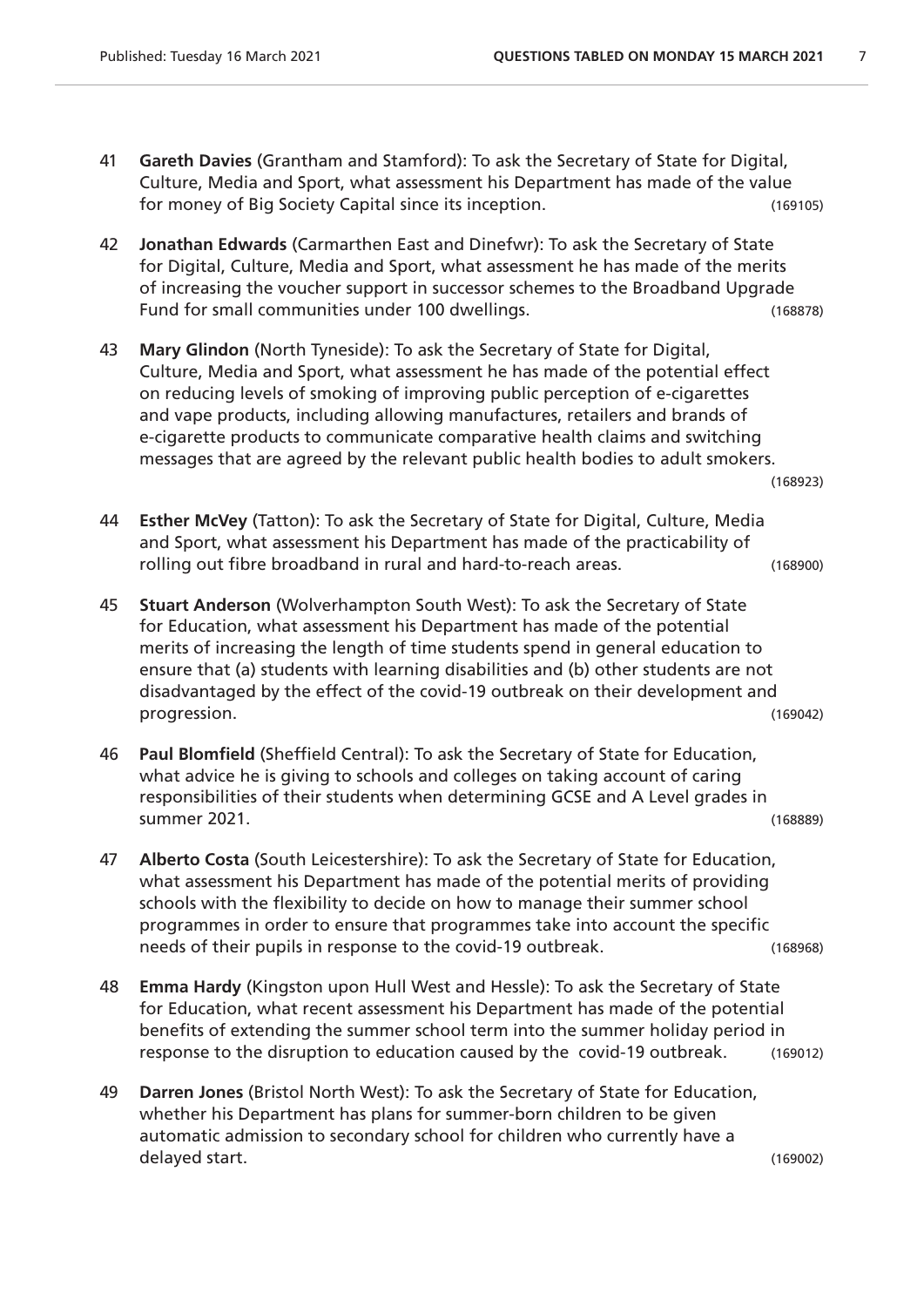41 **Gareth Davies** (Grantham and Stamford): To ask the Secretary of State for Digital, Culture, Media and Sport, what assessment his Department has made of the value for money of Big Society Capital since its inception. (169105)

42 **Jonathan Edwards** (Carmarthen East and Dinefwr): To ask the Secretary of State for Digital, Culture, Media and Sport, what assessment he has made of the merits of increasing the voucher support in successor schemes to the Broadband Upgrade Fund for small communities under 100 dwellings. (168878)

43 **Mary Glindon** (North Tyneside): To ask the Secretary of State for Digital, Culture, Media and Sport, what assessment he has made of the potential effect on reducing levels of smoking of improving public perception of e-cigarettes and vape products, including allowing manufactures, retailers and brands of e-cigarette products to communicate comparative health claims and switching messages that are agreed by the relevant public health bodies to adult smokers. (168923)

44 **Esther McVey** (Tatton): To ask the Secretary of State for Digital, Culture, Media and Sport, what assessment his Department has made of the practicability of rolling out fibre broadband in rural and hard-to-reach areas. (168900)

45 **Stuart Anderson** (Wolverhampton South West): To ask the Secretary of State for Education, what assessment his Department has made of the potential merits of increasing the length of time students spend in general education to ensure that (a) students with learning disabilities and (b) other students are not disadvantaged by the effect of the covid-19 outbreak on their development and progression. (169042)

46 **Paul Blomfield** (Sheffield Central): To ask the Secretary of State for Education, what advice he is giving to schools and colleges on taking account of caring responsibilities of their students when determining GCSE and A Level grades in summer 2021. (168889)

47 **Alberto Costa** (South Leicestershire): To ask the Secretary of State for Education, what assessment his Department has made of the potential merits of providing schools with the flexibility to decide on how to manage their summer school programmes in order to ensure that programmes take into account the specific needs of their pupils in response to the covid-19 outbreak. (168968)

48 **Emma Hardy** (Kingston upon Hull West and Hessle): To ask the Secretary of State for Education, what recent assessment his Department has made of the potential benefits of extending the summer school term into the summer holiday period in response to the disruption to education caused by the covid-19 outbreak. (169012)

49 **Darren Jones** (Bristol North West): To ask the Secretary of State for Education, whether his Department has plans for summer-born children to be given automatic admission to secondary school for children who currently have a delayed start. (169002)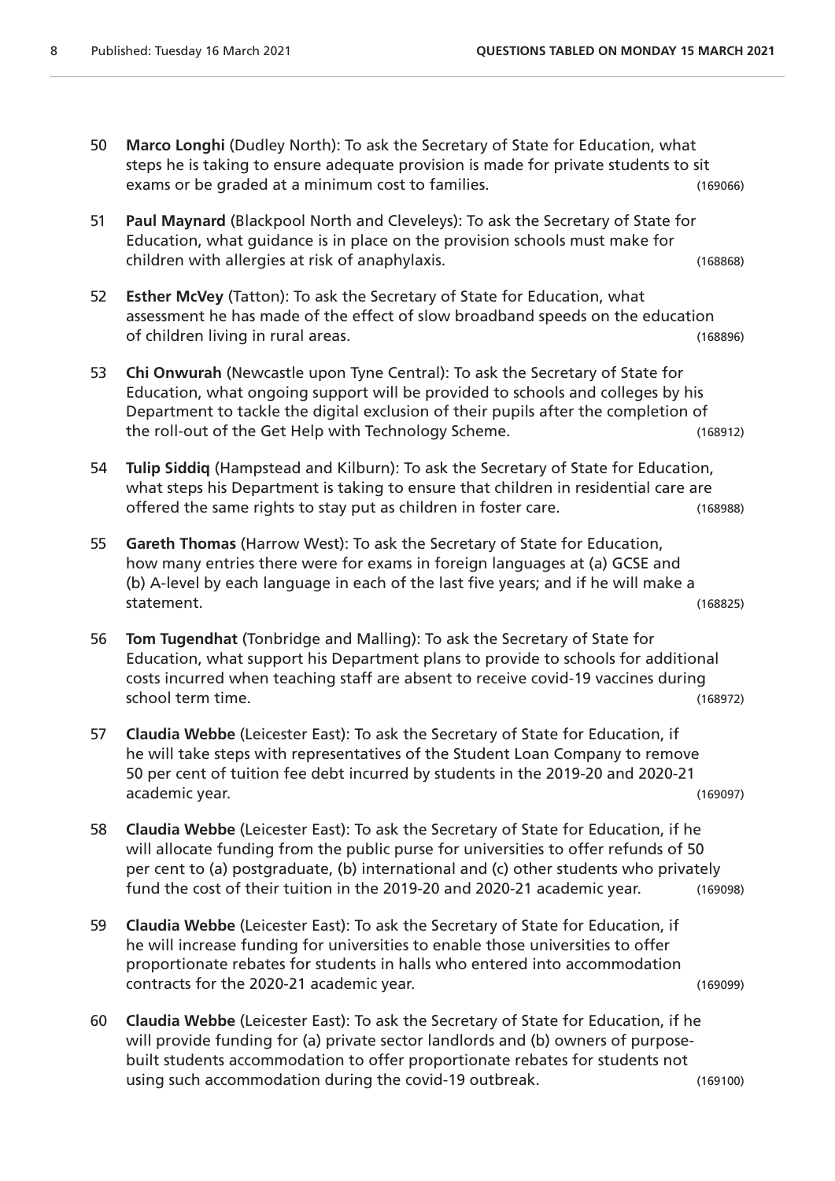50 **Marco Longhi** (Dudley North): To ask the Secretary of State for Education, what steps he is taking to ensure adequate provision is made for private students to sit exams or be graded at a minimum cost to families. (169066)

51 **Paul Maynard** (Blackpool North and Cleveleys): To ask the Secretary of State for Education, what guidance is in place on the provision schools must make for children with allergies at risk of anaphylaxis. (168868)

52 **Esther McVey** (Tatton): To ask the Secretary of State for Education, what assessment he has made of the effect of slow broadband speeds on the education of children living in rural areas. (168896)

53 **Chi Onwurah** (Newcastle upon Tyne Central): To ask the Secretary of State for Education, what ongoing support will be provided to schools and colleges by his Department to tackle the digital exclusion of their pupils after the completion of the roll-out of the Get Help with Technology Scheme. (168912)

54 **Tulip Siddiq** (Hampstead and Kilburn): To ask the Secretary of State for Education, what steps his Department is taking to ensure that children in residential care are offered the same rights to stay put as children in foster care. (168988)

55 **Gareth Thomas** (Harrow West): To ask the Secretary of State for Education, how many entries there were for exams in foreign languages at (a) GCSE and (b) A-level by each language in each of the last five years; and if he will make a statement. (168825)

56 **Tom Tugendhat** (Tonbridge and Malling): To ask the Secretary of State for Education, what support his Department plans to provide to schools for additional costs incurred when teaching staff are absent to receive covid-19 vaccines during school term time. (168972)

57 **Claudia Webbe** (Leicester East): To ask the Secretary of State for Education, if he will take steps with representatives of the Student Loan Company to remove 50 per cent of tuition fee debt incurred by students in the 2019-20 and 2020-21 academic year. (169097)

58 **Claudia Webbe** (Leicester East): To ask the Secretary of State for Education, if he will allocate funding from the public purse for universities to offer refunds of 50 per cent to (a) postgraduate, (b) international and (c) other students who privately fund the cost of their tuition in the 2019-20 and 2020-21 academic year. (169098)

59 **Claudia Webbe** (Leicester East): To ask the Secretary of State for Education, if he will increase funding for universities to enable those universities to offer proportionate rebates for students in halls who entered into accommodation contracts for the 2020-21 academic year. (169099)

60 **Claudia Webbe** (Leicester East): To ask the Secretary of State for Education, if he will provide funding for (a) private sector landlords and (b) owners of purpose-built students accommodation to offer proportionate rebates for students not using such accommodation during the covid-19 outbreak. (169100)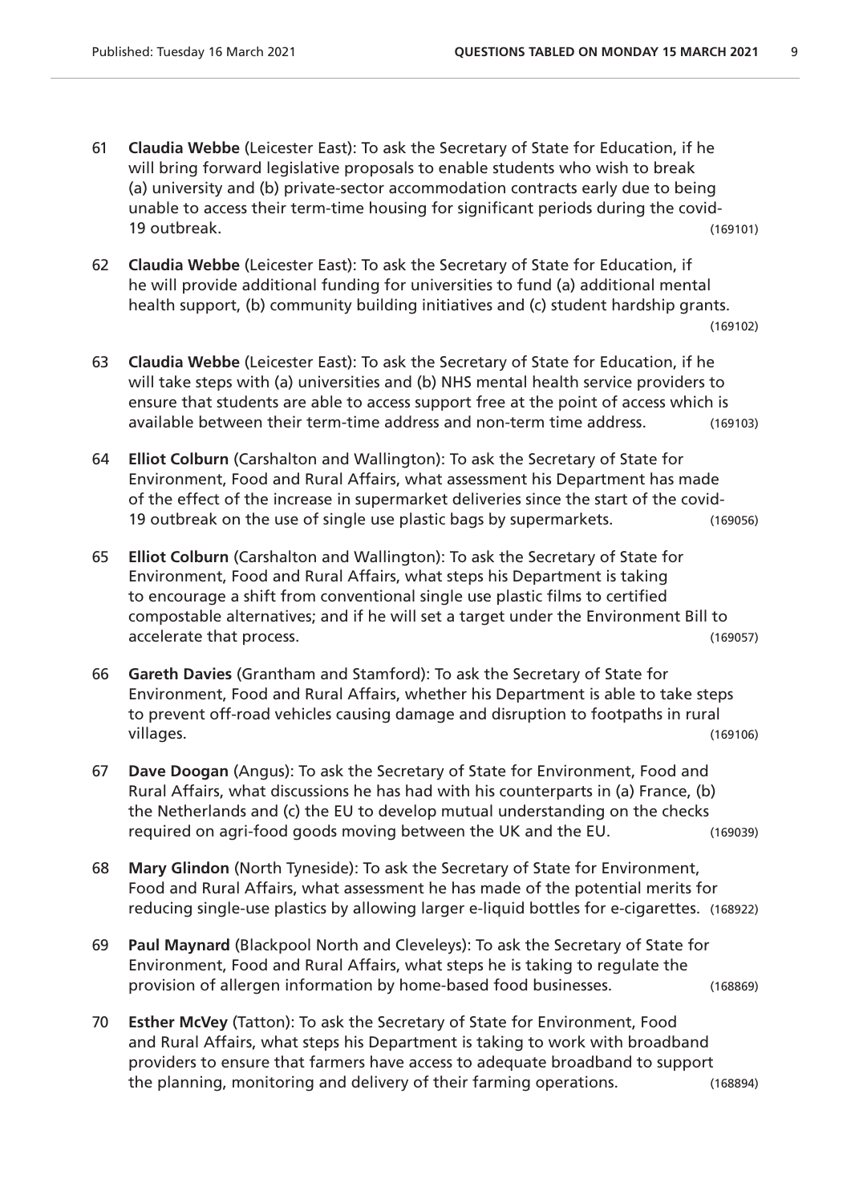61 **Claudia Webbe** (Leicester East): To ask the Secretary of State for Education, if he will bring forward legislative proposals to enable students who wish to break (a) university and (b) private-sector accommodation contracts early due to being unable to access their term-time housing for significant periods during the covid-19 outbreak. (169101)

62 **Claudia Webbe** (Leicester East): To ask the Secretary of State for Education, if he will provide additional funding for universities to fund (a) additional mental health support, (b) community building initiatives and (c) student hardship grants. (169102)

63 **Claudia Webbe** (Leicester East): To ask the Secretary of State for Education, if he will take steps with (a) universities and (b) NHS mental health service providers to ensure that students are able to access support free at the point of access which is available between their term-time address and non-term time address. (169103)

64 **Elliot Colburn** (Carshalton and Wallington): To ask the Secretary of State for Environment, Food and Rural Affairs, what assessment his Department has made of the effect of the increase in supermarket deliveries since the start of the covid-19 outbreak on the use of single use plastic bags by supermarkets. (169056)

65 **Elliot Colburn** (Carshalton and Wallington): To ask the Secretary of State for Environment, Food and Rural Affairs, what steps his Department is taking to encourage a shift from conventional single use plastic films to certified compostable alternatives; and if he will set a target under the Environment Bill to accelerate that process. (169057)

66 **Gareth Davies** (Grantham and Stamford): To ask the Secretary of State for Environment, Food and Rural Affairs, whether his Department is able to take steps to prevent off-road vehicles causing damage and disruption to footpaths in rural villages. (169106)

67 **Dave Doogan** (Angus): To ask the Secretary of State for Environment, Food and Rural Affairs, what discussions he has had with his counterparts in (a) France, (b) the Netherlands and (c) the EU to develop mutual understanding on the checks required on agri-food goods moving between the UK and the EU. (169039)

68 **Mary Glindon** (North Tyneside): To ask the Secretary of State for Environment, Food and Rural Affairs, what assessment he has made of the potential merits for reducing single-use plastics by allowing larger e-liquid bottles for e-cigarettes. (168922)

69 **Paul Maynard** (Blackpool North and Cleveleys): To ask the Secretary of State for Environment, Food and Rural Affairs, what steps he is taking to regulate the provision of allergen information by home-based food businesses. (168869)

70 **Esther McVey** (Tatton): To ask the Secretary of State for Environment, Food and Rural Affairs, what steps his Department is taking to work with broadband providers to ensure that farmers have access to adequate broadband to support the planning, monitoring and delivery of their farming operations. (168894)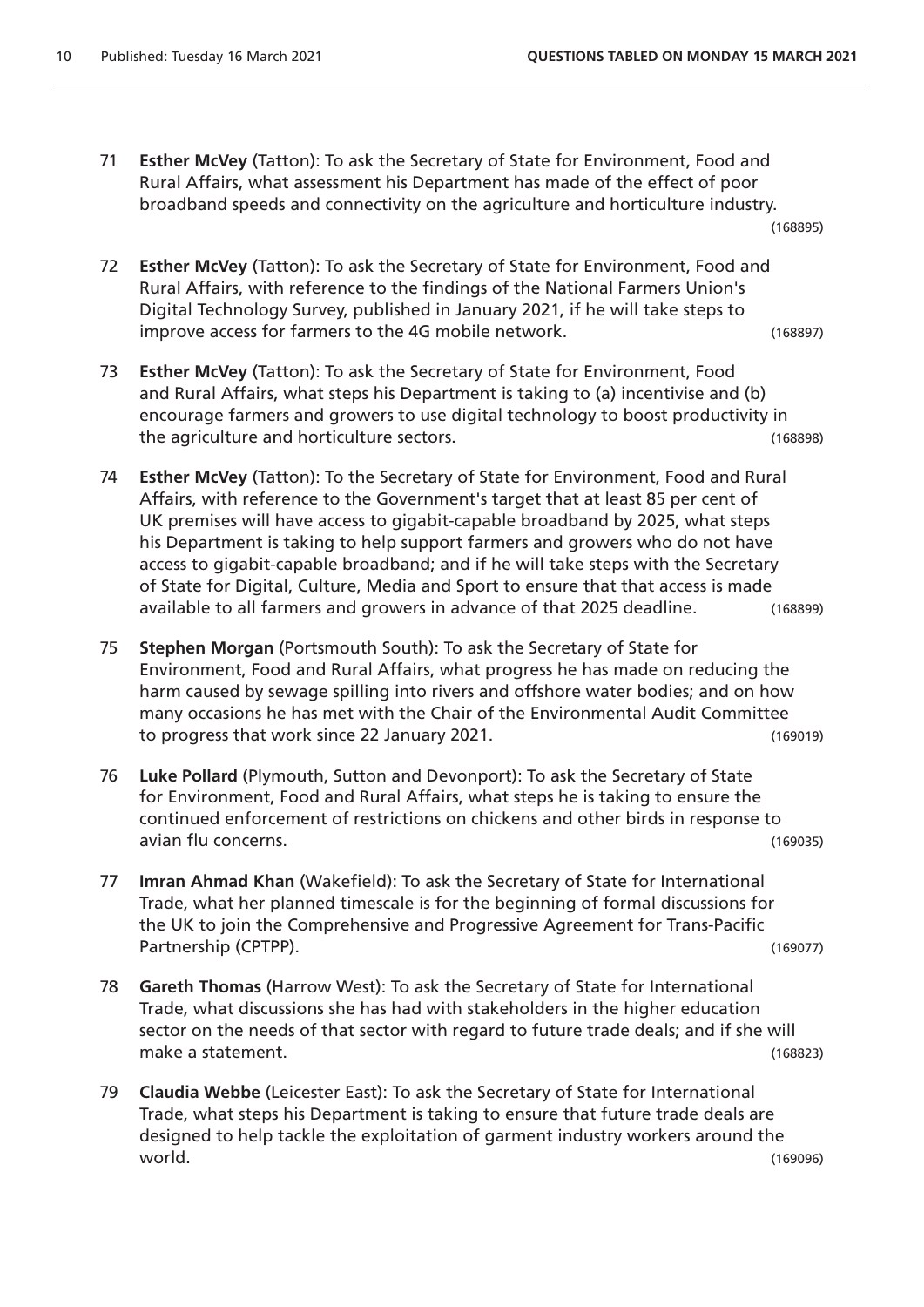71 **Esther McVey** (Tatton): To ask the Secretary of State for Environment, Food and Rural Affairs, what assessment his Department has made of the effect of poor broadband speeds and connectivity on the agriculture and horticulture industry. (168895)

72 **Esther McVey** (Tatton): To ask the Secretary of State for Environment, Food and Rural Affairs, with reference to the findings of the National Farmers Union's Digital Technology Survey, published in January 2021, if he will take steps to improve access for farmers to the 4G mobile network. (168897)

73 **Esther McVey** (Tatton): To ask the Secretary of State for Environment, Food and Rural Affairs, what steps his Department is taking to (a) incentivise and (b) encourage farmers and growers to use digital technology to boost productivity in the agriculture and horticulture sectors. (168898)

74 **Esther McVey** (Tatton): To the Secretary of State for Environment, Food and Rural Affairs, with reference to the Government's target that at least 85 per cent of UK premises will have access to gigabit-capable broadband by 2025, what steps his Department is taking to help support farmers and growers who do not have access to gigabit-capable broadband; and if he will take steps with the Secretary of State for Digital, Culture, Media and Sport to ensure that that access is made available to all farmers and growers in advance of that 2025 deadline. (168899)

75 **Stephen Morgan** (Portsmouth South): To ask the Secretary of State for Environment, Food and Rural Affairs, what progress he has made on reducing the harm caused by sewage spilling into rivers and offshore water bodies; and on how many occasions he has met with the Chair of the Environmental Audit Committee to progress that work since 22 January 2021. (169019)

76 **Luke Pollard** (Plymouth, Sutton and Devonport): To ask the Secretary of State for Environment, Food and Rural Affairs, what steps he is taking to ensure the continued enforcement of restrictions on chickens and other birds in response to avian flu concerns. (169035)

77 **Imran Ahmad Khan** (Wakefield): To ask the Secretary of State for International Trade, what her planned timescale is for the beginning of formal discussions for the UK to join the Comprehensive and Progressive Agreement for Trans-Pacific Partnership (CPTPP). (169077)

78 **Gareth Thomas** (Harrow West): To ask the Secretary of State for International Trade, what discussions she has had with stakeholders in the higher education sector on the needs of that sector with regard to future trade deals; and if she will make a statement. (168823)

79 **Claudia Webbe** (Leicester East): To ask the Secretary of State for International Trade, what steps his Department is taking to ensure that future trade deals are designed to help tackle the exploitation of garment industry workers around the world. (169096)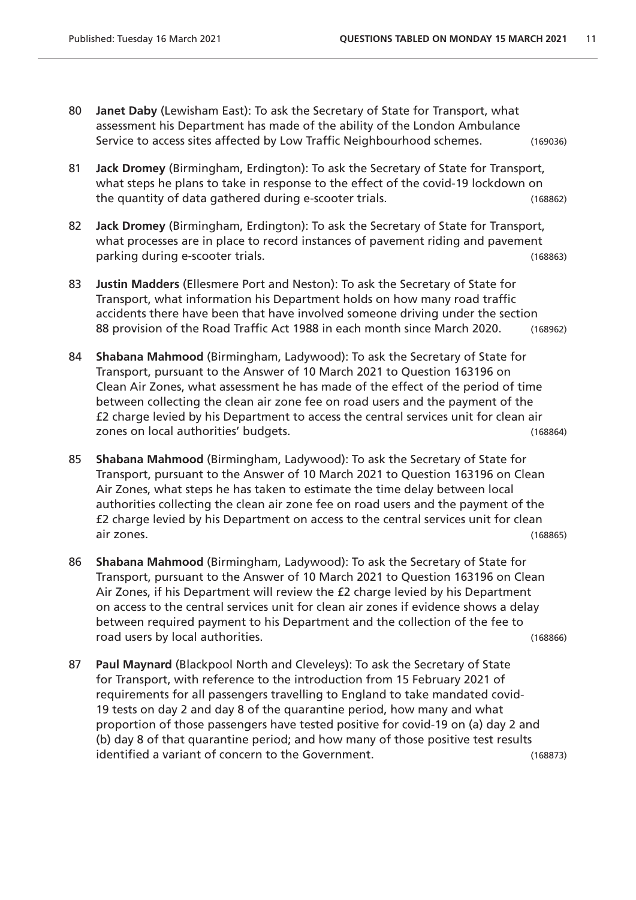80 **Janet Daby** (Lewisham East): To ask the Secretary of State for Transport, what assessment his Department has made of the ability of the London Ambulance Service to access sites affected by Low Traffic Neighbourhood schemes. (169036)

81 **Jack Dromey** (Birmingham, Erdington): To ask the Secretary of State for Transport, what steps he plans to take in response to the effect of the covid-19 lockdown on the quantity of data gathered during e-scooter trials. (168862)

82 **Jack Dromey** (Birmingham, Erdington): To ask the Secretary of State for Transport, what processes are in place to record instances of pavement riding and pavement parking during e-scooter trials. (168863)

83 **Justin Madders** (Ellesmere Port and Neston): To ask the Secretary of State for Transport, what information his Department holds on how many road traffic accidents there have been that have involved someone driving under the section 88 provision of the Road Traffic Act 1988 in each month since March 2020. (168962)

84 **Shabana Mahmood** (Birmingham, Ladywood): To ask the Secretary of State for Transport, pursuant to the Answer of 10 March 2021 to Question 163196 on Clean Air Zones, what assessment he has made of the effect of the period of time between collecting the clean air zone fee on road users and the payment of the £2 charge levied by his Department to access the central services unit for clean air zones on local authorities' budgets. (168864)

85 **Shabana Mahmood** (Birmingham, Ladywood): To ask the Secretary of State for Transport, pursuant to the Answer of 10 March 2021 to Question 163196 on Clean Air Zones, what steps he has taken to estimate the time delay between local authorities collecting the clean air zone fee on road users and the payment of the £2 charge levied by his Department on access to the central services unit for clean air zones. (168865)

86 **Shabana Mahmood** (Birmingham, Ladywood): To ask the Secretary of State for Transport, pursuant to the Answer of 10 March 2021 to Question 163196 on Clean Air Zones, if his Department will review the £2 charge levied by his Department on access to the central services unit for clean air zones if evidence shows a delay between required payment to his Department and the collection of the fee to road users by local authorities. (168866)

87 **Paul Maynard** (Blackpool North and Cleveleys): To ask the Secretary of State for Transport, with reference to the introduction from 15 February 2021 of requirements for all passengers travelling to England to take mandated covid-19 tests on day 2 and day 8 of the quarantine period, how many and what proportion of those passengers have tested positive for covid-19 on (a) day 2 and (b) day 8 of that quarantine period; and how many of those positive test results identified a variant of concern to the Government. (168873)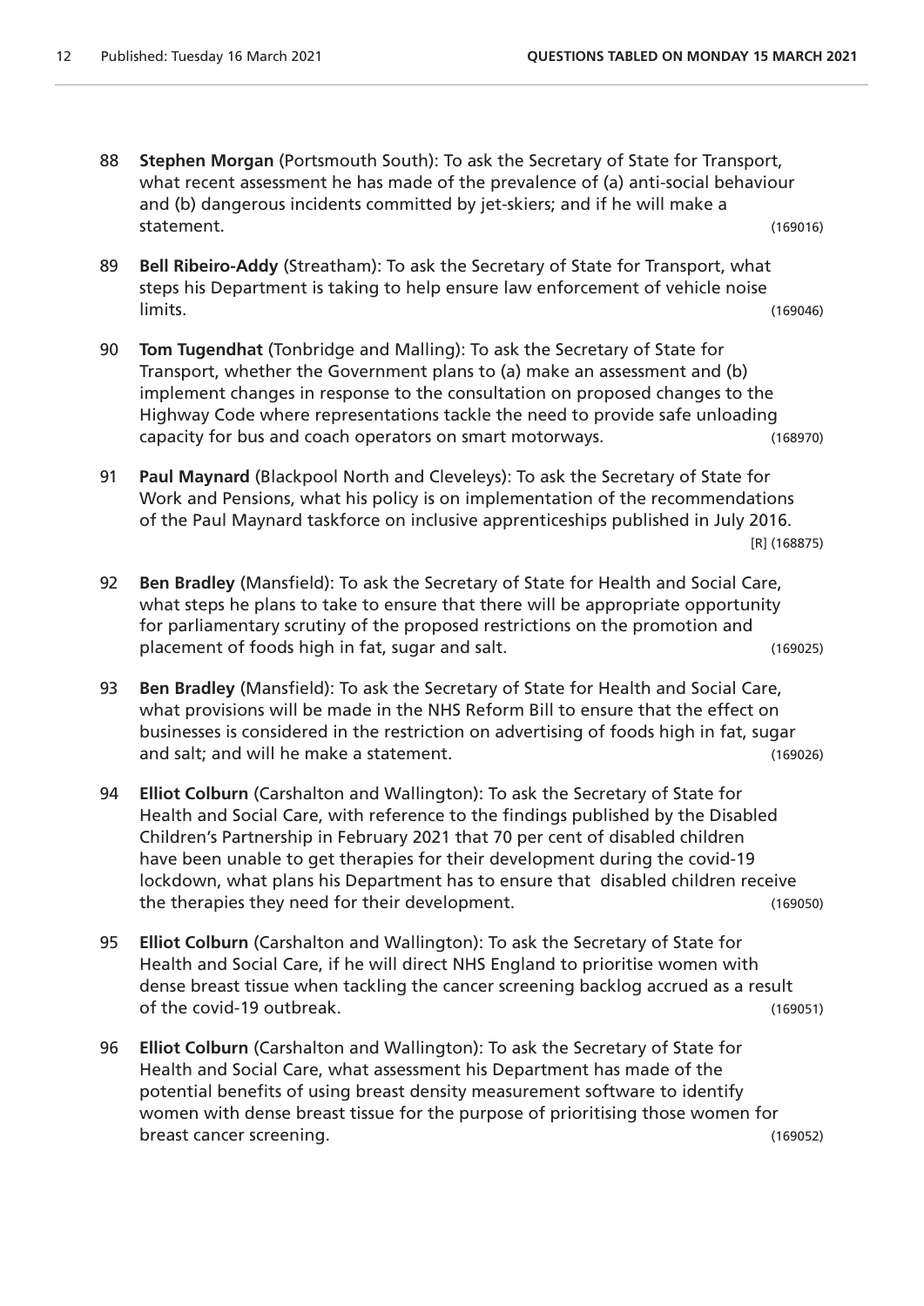88 **Stephen Morgan** (Portsmouth South): To ask the Secretary of State for Transport, what recent assessment he has made of the prevalence of (a) anti-social behaviour and (b) dangerous incidents committed by jet-skiers; and if he will make a statement. (169016)

89 **Bell Ribeiro-Addy** (Streatham): To ask the Secretary of State for Transport, what steps his Department is taking to help ensure law enforcement of vehicle noise limits. (169046)

90 **Tom Tugendhat** (Tonbridge and Malling): To ask the Secretary of State for Transport, whether the Government plans to (a) make an assessment and (b) implement changes in response to the consultation on proposed changes to the Highway Code where representations tackle the need to provide safe unloading capacity for bus and coach operators on smart motorways. (168970)

91 **Paul Maynard** (Blackpool North and Cleveleys): To ask the Secretary of State for Work and Pensions, what his policy is on implementation of the recommendations of the Paul Maynard taskforce on inclusive apprenticeships published in July 2016. [R] (168875)

92 **Ben Bradley** (Mansfield): To ask the Secretary of State for Health and Social Care, what steps he plans to take to ensure that there will be appropriate opportunity for parliamentary scrutiny of the proposed restrictions on the promotion and placement of foods high in fat, sugar and salt. (169025)

93 **Ben Bradley** (Mansfield): To ask the Secretary of State for Health and Social Care, what provisions will be made in the NHS Reform Bill to ensure that the effect on businesses is considered in the restriction on advertising of foods high in fat, sugar and salt; and will he make a statement. (169026)

94 **Elliot Colburn** (Carshalton and Wallington): To ask the Secretary of State for Health and Social Care, with reference to the findings published by the Disabled Children's Partnership in February 2021 that 70 per cent of disabled children have been unable to get therapies for their development during the covid-19 lockdown, what plans his Department has to ensure that disabled children receive the therapies they need for their development. (169050)

95 **Elliot Colburn** (Carshalton and Wallington): To ask the Secretary of State for Health and Social Care, if he will direct NHS England to prioritise women with dense breast tissue when tackling the cancer screening backlog accrued as a result of the covid-19 outbreak. (169051)

96 **Elliot Colburn** (Carshalton and Wallington): To ask the Secretary of State for Health and Social Care, what assessment his Department has made of the potential benefits of using breast density measurement software to identify women with dense breast tissue for the purpose of prioritising those women for breast cancer screening. (169052)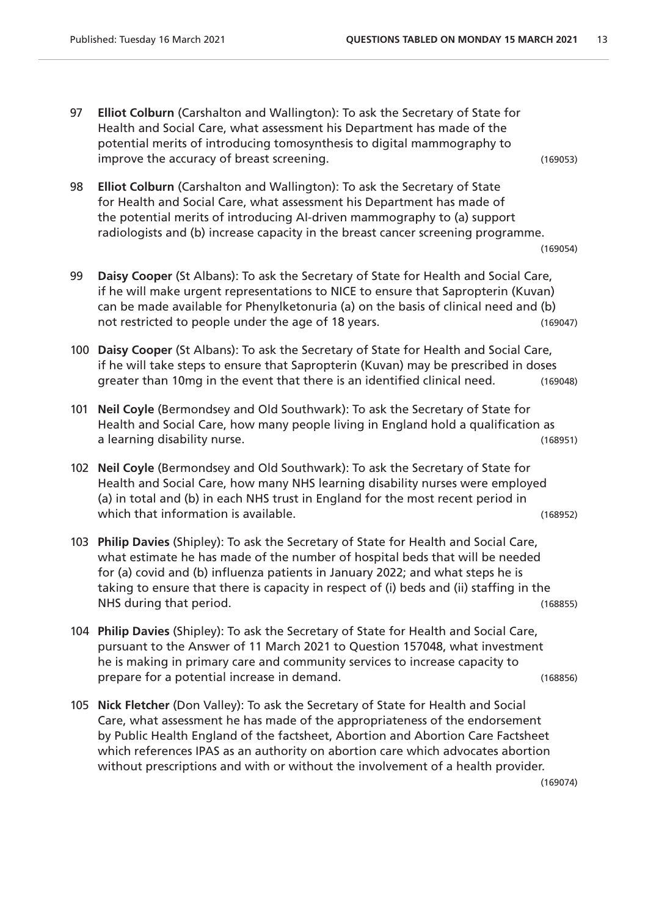97 **Elliot Colburn** (Carshalton and Wallington): To ask the Secretary of State for Health and Social Care, what assessment his Department has made of the potential merits of introducing tomosynthesis to digital mammography to improve the accuracy of breast screening. (169053)

98 **Elliot Colburn** (Carshalton and Wallington): To ask the Secretary of State for Health and Social Care, what assessment his Department has made of the potential merits of introducing AI-driven mammography to (a) support radiologists and (b) increase capacity in the breast cancer screening programme. (169054)

99 **Daisy Cooper** (St Albans): To ask the Secretary of State for Health and Social Care, if he will make urgent representations to NICE to ensure that Sapropterin (Kuvan) can be made available for Phenylketonuria (a) on the basis of clinical need and (b) not restricted to people under the age of 18 years. (169047)

100 **Daisy Cooper** (St Albans): To ask the Secretary of State for Health and Social Care, if he will take steps to ensure that Sapropterin (Kuvan) may be prescribed in doses greater than 10mg in the event that there is an identified clinical need. (169048)

101 **Neil Coyle** (Bermondsey and Old Southwark): To ask the Secretary of State for Health and Social Care, how many people living in England hold a qualification as a learning disability nurse. (168951)

102 **Neil Coyle** (Bermondsey and Old Southwark): To ask the Secretary of State for Health and Social Care, how many NHS learning disability nurses were employed (a) in total and (b) in each NHS trust in England for the most recent period in which that information is available. (168952)

103 **Philip Davies** (Shipley): To ask the Secretary of State for Health and Social Care, what estimate he has made of the number of hospital beds that will be needed for (a) covid and (b) influenza patients in January 2022; and what steps he is taking to ensure that there is capacity in respect of (i) beds and (ii) staffing in the NHS during that period. (168855)

104 **Philip Davies** (Shipley): To ask the Secretary of State for Health and Social Care, pursuant to the Answer of 11 March 2021 to Question 157048, what investment he is making in primary care and community services to increase capacity to prepare for a potential increase in demand. (168856)

105 **Nick Fletcher** (Don Valley): To ask the Secretary of State for Health and Social Care, what assessment he has made of the appropriateness of the endorsement by Public Health England of the factsheet, Abortion and Abortion Care Factsheet which references IPAS as an authority on abortion care which advocates abortion without prescriptions and with or without the involvement of a health provider. (169074)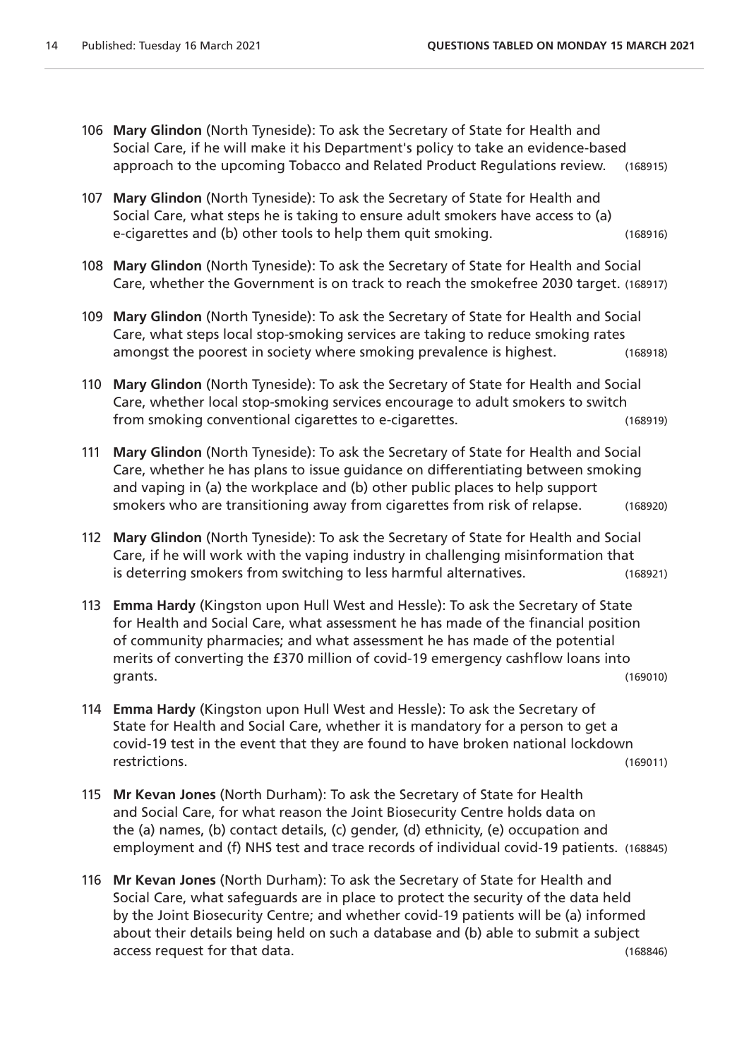106 **Mary Glindon** (North Tyneside): To ask the Secretary of State for Health and Social Care, if he will make it his Department's policy to take an evidence-based approach to the upcoming Tobacco and Related Product Regulations review. (168915)

107 **Mary Glindon** (North Tyneside): To ask the Secretary of State for Health and Social Care, what steps he is taking to ensure adult smokers have access to (a) e-cigarettes and (b) other tools to help them quit smoking. (168916)

108 **Mary Glindon** (North Tyneside): To ask the Secretary of State for Health and Social Care, whether the Government is on track to reach the smokefree 2030 target. (168917)

109 **Mary Glindon** (North Tyneside): To ask the Secretary of State for Health and Social Care, what steps local stop-smoking services are taking to reduce smoking rates amongst the poorest in society where smoking prevalence is highest. (168918)

110 **Mary Glindon** (North Tyneside): To ask the Secretary of State for Health and Social Care, whether local stop-smoking services encourage to adult smokers to switch from smoking conventional cigarettes to e-cigarettes. (168919)

111 **Mary Glindon** (North Tyneside): To ask the Secretary of State for Health and Social Care, whether he has plans to issue guidance on differentiating between smoking and vaping in (a) the workplace and (b) other public places to help support smokers who are transitioning away from cigarettes from risk of relapse. (168920)

112 **Mary Glindon** (North Tyneside): To ask the Secretary of State for Health and Social Care, if he will work with the vaping industry in challenging misinformation that is deterring smokers from switching to less harmful alternatives. (168921)

113 **Emma Hardy** (Kingston upon Hull West and Hessle): To ask the Secretary of State for Health and Social Care, what assessment he has made of the financial position of community pharmacies; and what assessment he has made of the potential merits of converting the £370 million of covid-19 emergency cashflow loans into grants. (169010)

114 **Emma Hardy** (Kingston upon Hull West and Hessle): To ask the Secretary of State for Health and Social Care, whether it is mandatory for a person to get a covid-19 test in the event that they are found to have broken national lockdown restrictions. (169011)

115 **Mr Kevan Jones** (North Durham): To ask the Secretary of State for Health and Social Care, for what reason the Joint Biosecurity Centre holds data on the (a) names, (b) contact details, (c) gender, (d) ethnicity, (e) occupation and employment and (f) NHS test and trace records of individual covid-19 patients. (168845)

116 **Mr Kevan Jones** (North Durham): To ask the Secretary of State for Health and Social Care, what safeguards are in place to protect the security of the data held by the Joint Biosecurity Centre; and whether covid-19 patients will be (a) informed about their details being held on such a database and (b) able to submit a subject access request for that data. (168846)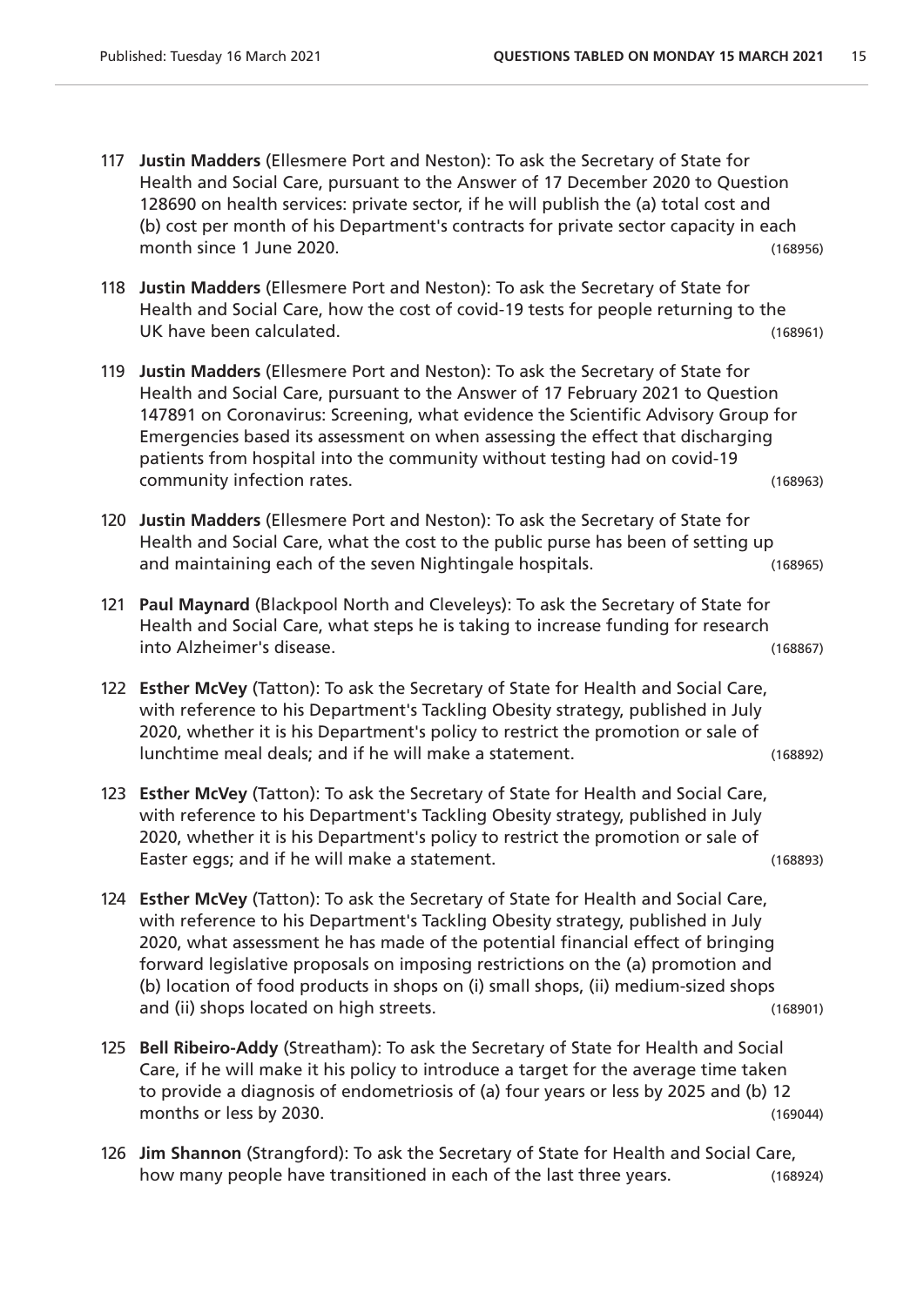117 **Justin Madders** (Ellesmere Port and Neston): To ask the Secretary of State for Health and Social Care, pursuant to the Answer of 17 December 2020 to Question 128690 on health services: private sector, if he will publish the (a) total cost and (b) cost per month of his Department's contracts for private sector capacity in each month since 1 June 2020. (168956)

118 **Justin Madders** (Ellesmere Port and Neston): To ask the Secretary of State for Health and Social Care, how the cost of covid-19 tests for people returning to the UK have been calculated. (168961)

119 **Justin Madders** (Ellesmere Port and Neston): To ask the Secretary of State for Health and Social Care, pursuant to the Answer of 17 February 2021 to Question 147891 on Coronavirus: Screening, what evidence the Scientific Advisory Group for Emergencies based its assessment on when assessing the effect that discharging patients from hospital into the community without testing had on covid-19 community infection rates. (168963)

120 **Justin Madders** (Ellesmere Port and Neston): To ask the Secretary of State for Health and Social Care, what the cost to the public purse has been of setting up and maintaining each of the seven Nightingale hospitals. (168965)

121 **Paul Maynard** (Blackpool North and Cleveleys): To ask the Secretary of State for Health and Social Care, what steps he is taking to increase funding for research into Alzheimer's disease. (168867)

122 **Esther McVey** (Tatton): To ask the Secretary of State for Health and Social Care, with reference to his Department's Tackling Obesity strategy, published in July 2020, whether it is his Department's policy to restrict the promotion or sale of lunchtime meal deals; and if he will make a statement. (168892)

123 **Esther McVey** (Tatton): To ask the Secretary of State for Health and Social Care, with reference to his Department's Tackling Obesity strategy, published in July 2020, whether it is his Department's policy to restrict the promotion or sale of Easter eggs; and if he will make a statement. (168893)

124 **Esther McVey** (Tatton): To ask the Secretary of State for Health and Social Care, with reference to his Department's Tackling Obesity strategy, published in July 2020, what assessment he has made of the potential financial effect of bringing forward legislative proposals on imposing restrictions on the (a) promotion and (b) location of food products in shops on (i) small shops, (ii) medium-sized shops and (ii) shops located on high streets. (168901)

125 **Bell Ribeiro-Addy** (Streatham): To ask the Secretary of State for Health and Social Care, if he will make it his policy to introduce a target for the average time taken to provide a diagnosis of endometriosis of (a) four years or less by 2025 and (b) 12 months or less by 2030. (169044)

126 **Jim Shannon** (Strangford): To ask the Secretary of State for Health and Social Care, how many people have transitioned in each of the last three years. (168924)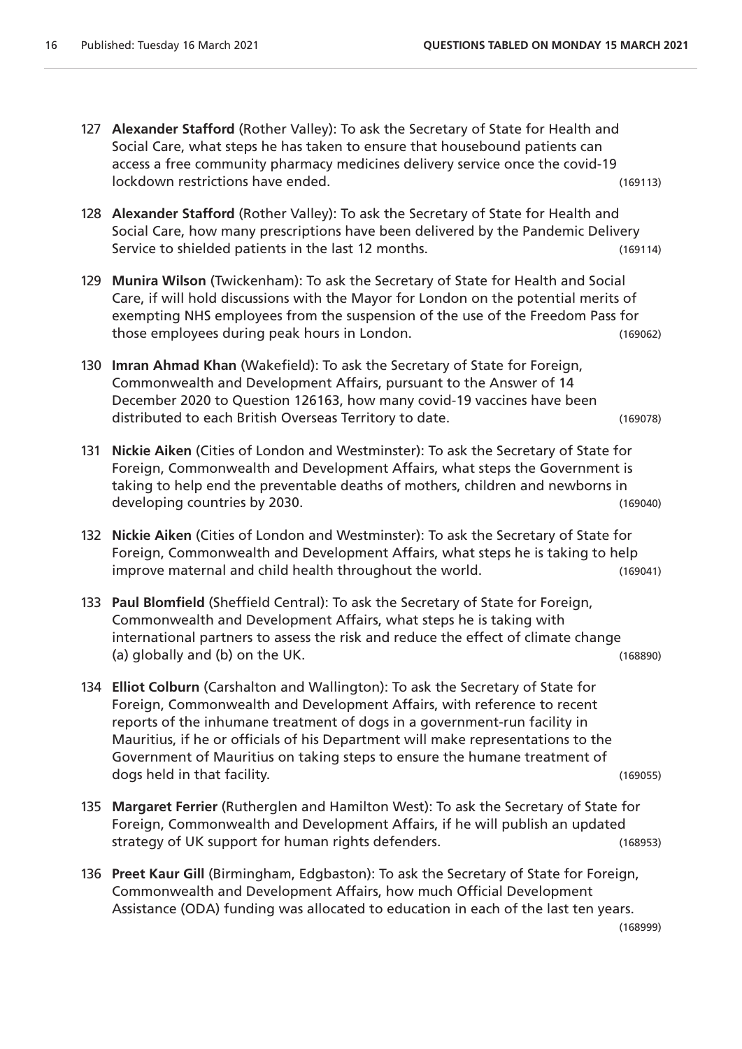127 **Alexander Stafford** (Rother Valley): To ask the Secretary of State for Health and Social Care, what steps he has taken to ensure that housebound patients can access a free community pharmacy medicines delivery service once the covid-19 lockdown restrictions have ended. (169113)

128 **Alexander Stafford** (Rother Valley): To ask the Secretary of State for Health and Social Care, how many prescriptions have been delivered by the Pandemic Delivery Service to shielded patients in the last 12 months. (169114)

129 **Munira Wilson** (Twickenham): To ask the Secretary of State for Health and Social Care, if will hold discussions with the Mayor for London on the potential merits of exempting NHS employees from the suspension of the use of the Freedom Pass for those employees during peak hours in London. (169062)

130 **Imran Ahmad Khan** (Wakefield): To ask the Secretary of State for Foreign, Commonwealth and Development Affairs, pursuant to the Answer of 14 December 2020 to Question 126163, how many covid-19 vaccines have been distributed to each British Overseas Territory to date. (169078)

131 **Nickie Aiken** (Cities of London and Westminster): To ask the Secretary of State for Foreign, Commonwealth and Development Affairs, what steps the Government is taking to help end the preventable deaths of mothers, children and newborns in developing countries by 2030. (169040)

132 **Nickie Aiken** (Cities of London and Westminster): To ask the Secretary of State for Foreign, Commonwealth and Development Affairs, what steps he is taking to help improve maternal and child health throughout the world. (169041)

133 **Paul Blomfield** (Sheffield Central): To ask the Secretary of State for Foreign, Commonwealth and Development Affairs, what steps he is taking with international partners to assess the risk and reduce the effect of climate change (a) globally and (b) on the UK. (168890)

134 **Elliot Colburn** (Carshalton and Wallington): To ask the Secretary of State for Foreign, Commonwealth and Development Affairs, with reference to recent reports of the inhumane treatment of dogs in a government-run facility in Mauritius, if he or officials of his Department will make representations to the Government of Mauritius on taking steps to ensure the humane treatment of dogs held in that facility. (169055)

135 **Margaret Ferrier** (Rutherglen and Hamilton West): To ask the Secretary of State for Foreign, Commonwealth and Development Affairs, if he will publish an updated strategy of UK support for human rights defenders. (168953)

136 **Preet Kaur Gill** (Birmingham, Edgbaston): To ask the Secretary of State for Foreign, Commonwealth and Development Affairs, how much Official Development Assistance (ODA) funding was allocated to education in each of the last ten years. (168999)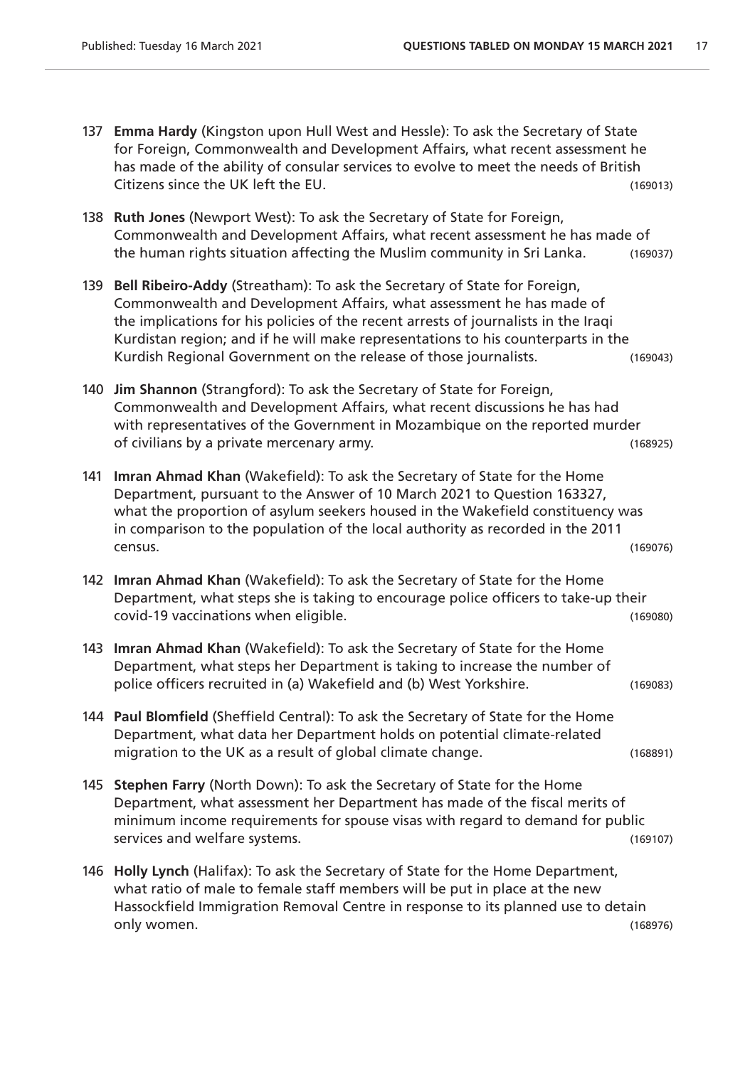137 **Emma Hardy** (Kingston upon Hull West and Hessle): To ask the Secretary of State for Foreign, Commonwealth and Development Affairs, what recent assessment he has made of the ability of consular services to evolve to meet the needs of British Citizens since the UK left the EU. (169013)

138 **Ruth Jones** (Newport West): To ask the Secretary of State for Foreign, Commonwealth and Development Affairs, what recent assessment he has made of the human rights situation affecting the Muslim community in Sri Lanka. (169037)

139 **Bell Ribeiro-Addy** (Streatham): To ask the Secretary of State for Foreign, Commonwealth and Development Affairs, what assessment he has made of the implications for his policies of the recent arrests of journalists in the Iraqi Kurdistan region; and if he will make representations to his counterparts in the Kurdish Regional Government on the release of those journalists. (169043)

140 **Jim Shannon** (Strangford): To ask the Secretary of State for Foreign, Commonwealth and Development Affairs, what recent discussions he has had with representatives of the Government in Mozambique on the reported murder of civilians by a private mercenary army. (168925)

141 **Imran Ahmad Khan** (Wakefield): To ask the Secretary of State for the Home Department, pursuant to the Answer of 10 March 2021 to Question 163327, what the proportion of asylum seekers housed in the Wakefield constituency was in comparison to the population of the local authority as recorded in the 2011 census. (169076)

142 **Imran Ahmad Khan** (Wakefield): To ask the Secretary of State for the Home Department, what steps she is taking to encourage police officers to take-up their covid-19 vaccinations when eligible. (169080)

143 **Imran Ahmad Khan** (Wakefield): To ask the Secretary of State for the Home Department, what steps her Department is taking to increase the number of police officers recruited in (a) Wakefield and (b) West Yorkshire. (169083)

144 **Paul Blomfield** (Sheffield Central): To ask the Secretary of State for the Home Department, what data her Department holds on potential climate-related migration to the UK as a result of global climate change. (168891)

145 **Stephen Farry** (North Down): To ask the Secretary of State for the Home Department, what assessment her Department has made of the fiscal merits of minimum income requirements for spouse visas with regard to demand for public services and welfare systems. (169107)

146 **Holly Lynch** (Halifax): To ask the Secretary of State for the Home Department, what ratio of male to female staff members will be put in place at the new Hassockfield Immigration Removal Centre in response to its planned use to detain only women. (168976)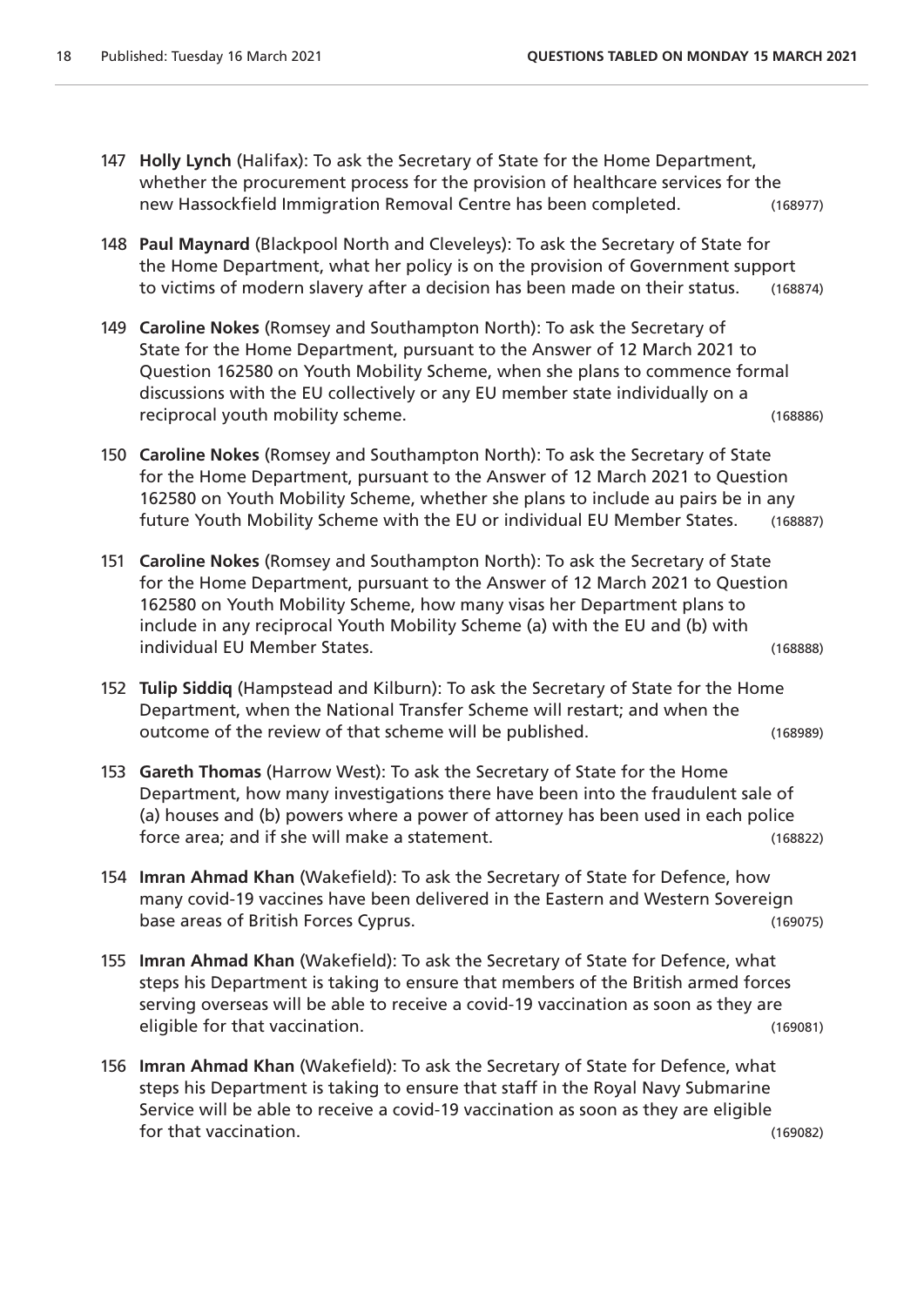147 **Holly Lynch** (Halifax): To ask the Secretary of State for the Home Department, whether the procurement process for the provision of healthcare services for the new Hassockfield Immigration Removal Centre has been completed. (168977)

148 **Paul Maynard** (Blackpool North and Cleveleys): To ask the Secretary of State for the Home Department, what her policy is on the provision of Government support to victims of modern slavery after a decision has been made on their status. (168874)

149 **Caroline Nokes** (Romsey and Southampton North): To ask the Secretary of State for the Home Department, pursuant to the Answer of 12 March 2021 to Question 162580 on Youth Mobility Scheme, when she plans to commence formal discussions with the EU collectively or any EU member state individually on a reciprocal youth mobility scheme. (168886)

150 **Caroline Nokes** (Romsey and Southampton North): To ask the Secretary of State for the Home Department, pursuant to the Answer of 12 March 2021 to Question 162580 on Youth Mobility Scheme, whether she plans to include au pairs be in any future Youth Mobility Scheme with the EU or individual EU Member States. (168887)

151 **Caroline Nokes** (Romsey and Southampton North): To ask the Secretary of State for the Home Department, pursuant to the Answer of 12 March 2021 to Question 162580 on Youth Mobility Scheme, how many visas her Department plans to include in any reciprocal Youth Mobility Scheme (a) with the EU and (b) with individual EU Member States. (168888)

152 **Tulip Siddiq** (Hampstead and Kilburn): To ask the Secretary of State for the Home Department, when the National Transfer Scheme will restart; and when the outcome of the review of that scheme will be published. (168989)

153 **Gareth Thomas** (Harrow West): To ask the Secretary of State for the Home Department, how many investigations there have been into the fraudulent sale of (a) houses and (b) powers where a power of attorney has been used in each police force area; and if she will make a statement. (168822)

154 **Imran Ahmad Khan** (Wakefield): To ask the Secretary of State for Defence, how many covid-19 vaccines have been delivered in the Eastern and Western Sovereign base areas of British Forces Cyprus. (169075)

155 **Imran Ahmad Khan** (Wakefield): To ask the Secretary of State for Defence, what steps his Department is taking to ensure that members of the British armed forces serving overseas will be able to receive a covid-19 vaccination as soon as they are eligible for that vaccination. (169081)

156 **Imran Ahmad Khan** (Wakefield): To ask the Secretary of State for Defence, what steps his Department is taking to ensure that staff in the Royal Navy Submarine Service will be able to receive a covid-19 vaccination as soon as they are eligible for that vaccination. (169082)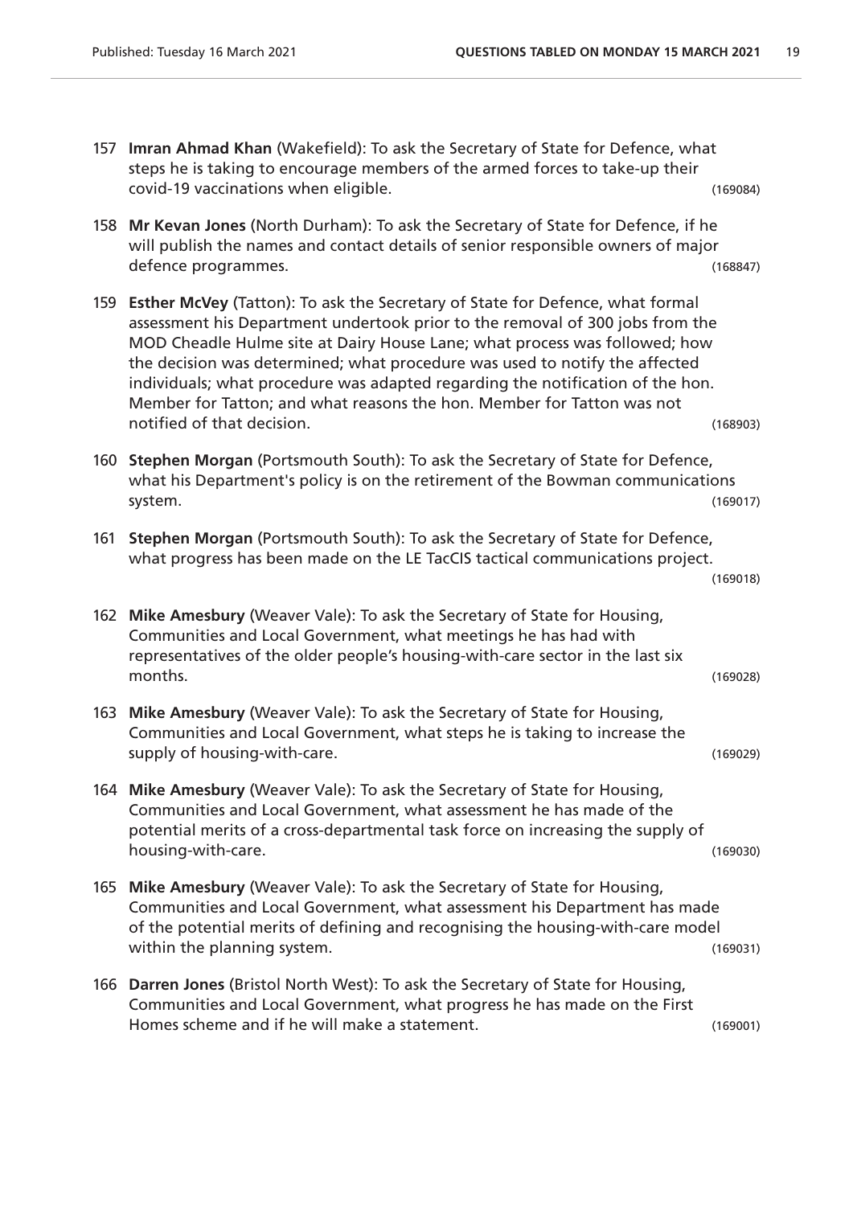157 **Imran Ahmad Khan** (Wakefield): To ask the Secretary of State for Defence, what steps he is taking to encourage members of the armed forces to take-up their covid-19 vaccinations when eligible. (169084)

158 **Mr Kevan Jones** (North Durham): To ask the Secretary of State for Defence, if he will publish the names and contact details of senior responsible owners of major defence programmes. (168847)

159 **Esther McVey** (Tatton): To ask the Secretary of State for Defence, what formal assessment his Department undertook prior to the removal of 300 jobs from the MOD Cheadle Hulme site at Dairy House Lane; what process was followed; how the decision was determined; what procedure was used to notify the affected individuals; what procedure was adapted regarding the notification of the hon. Member for Tatton; and what reasons the hon. Member for Tatton was not notified of that decision. (168903)

160 **Stephen Morgan** (Portsmouth South): To ask the Secretary of State for Defence, what his Department's policy is on the retirement of the Bowman communications system. (169017)

161 **Stephen Morgan** (Portsmouth South): To ask the Secretary of State for Defence, what progress has been made on the LE TacCIS tactical communications project. (169018)

162 **Mike Amesbury** (Weaver Vale): To ask the Secretary of State for Housing, Communities and Local Government, what meetings he has had with representatives of the older people's housing-with-care sector in the last six months. (169028)

163 **Mike Amesbury** (Weaver Vale): To ask the Secretary of State for Housing, Communities and Local Government, what steps he is taking to increase the supply of housing-with-care. (169029)

164 **Mike Amesbury** (Weaver Vale): To ask the Secretary of State for Housing, Communities and Local Government, what assessment he has made of the potential merits of a cross-departmental task force on increasing the supply of housing-with-care. (169030)

165 **Mike Amesbury** (Weaver Vale): To ask the Secretary of State for Housing, Communities and Local Government, what assessment his Department has made of the potential merits of defining and recognising the housing-with-care model within the planning system. (169031)

166 **Darren Jones** (Bristol North West): To ask the Secretary of State for Housing, Communities and Local Government, what progress he has made on the First Homes scheme and if he will make a statement. (169001)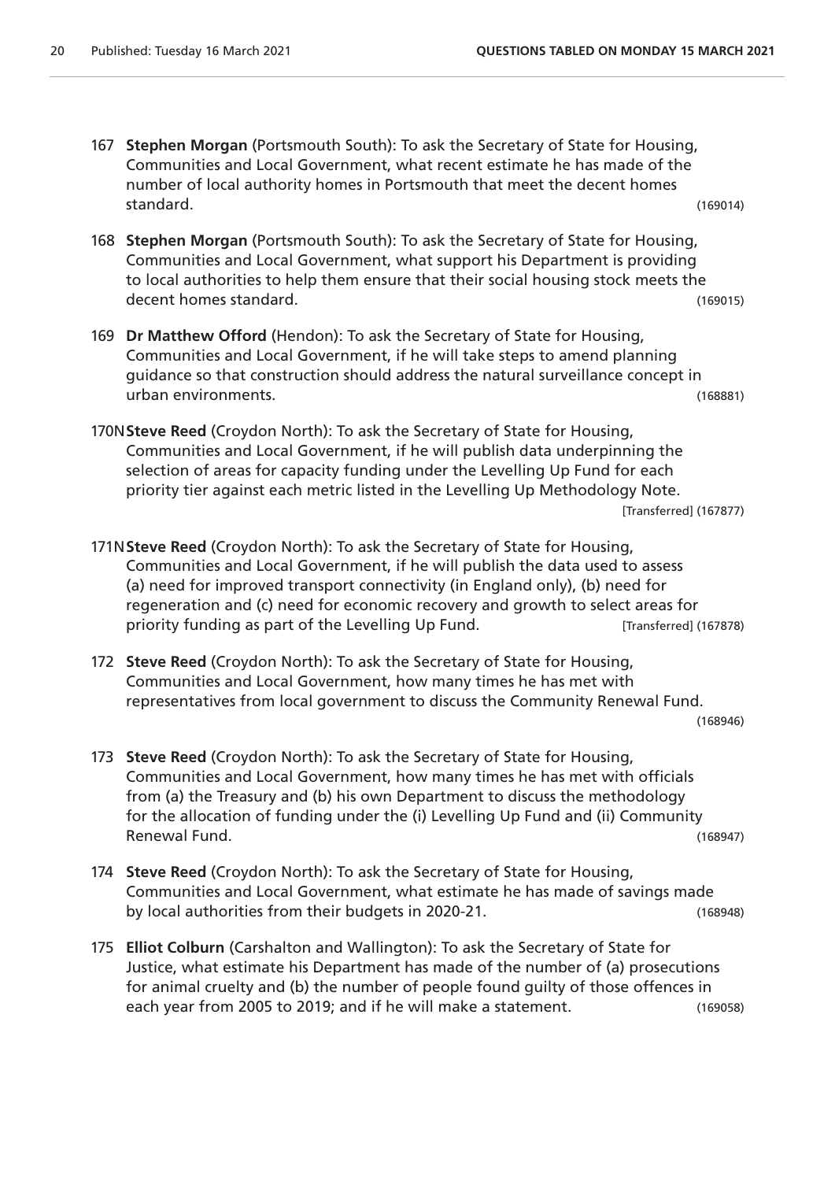167 **Stephen Morgan** (Portsmouth South): To ask the Secretary of State for Housing, Communities and Local Government, what recent estimate he has made of the number of local authority homes in Portsmouth that meet the decent homes standard. (169014)

168 **Stephen Morgan** (Portsmouth South): To ask the Secretary of State for Housing, Communities and Local Government, what support his Department is providing to local authorities to help them ensure that their social housing stock meets the decent homes standard. (169015)

169 **Dr Matthew Offord** (Hendon): To ask the Secretary of State for Housing, Communities and Local Government, if he will take steps to amend planning guidance so that construction should address the natural surveillance concept in urban environments. (168881)

170N **Steve Reed** (Croydon North): To ask the Secretary of State for Housing, Communities and Local Government, if he will publish data underpinning the selection of areas for capacity funding under the Levelling Up Fund for each priority tier against each metric listed in the Levelling Up Methodology Note. [Transferred] (167877)

171N **Steve Reed** (Croydon North): To ask the Secretary of State for Housing, Communities and Local Government, if he will publish the data used to assess (a) need for improved transport connectivity (in England only), (b) need for regeneration and (c) need for economic recovery and growth to select areas for priority funding as part of the Levelling Up Fund. [Transferred] (167878)

172 **Steve Reed** (Croydon North): To ask the Secretary of State for Housing, Communities and Local Government, how many times he has met with representatives from local government to discuss the Community Renewal Fund. (168946)

173 **Steve Reed** (Croydon North): To ask the Secretary of State for Housing, Communities and Local Government, how many times he has met with officials from (a) the Treasury and (b) his own Department to discuss the methodology for the allocation of funding under the (i) Levelling Up Fund and (ii) Community Renewal Fund. (168947)

174 **Steve Reed** (Croydon North): To ask the Secretary of State for Housing, Communities and Local Government, what estimate he has made of savings made by local authorities from their budgets in 2020-21. (168948)

175 **Elliot Colburn** (Carshalton and Wallington): To ask the Secretary of State for Justice, what estimate his Department has made of the number of (a) prosecutions for animal cruelty and (b) the number of people found guilty of those offences in each year from 2005 to 2019; and if he will make a statement. (169058)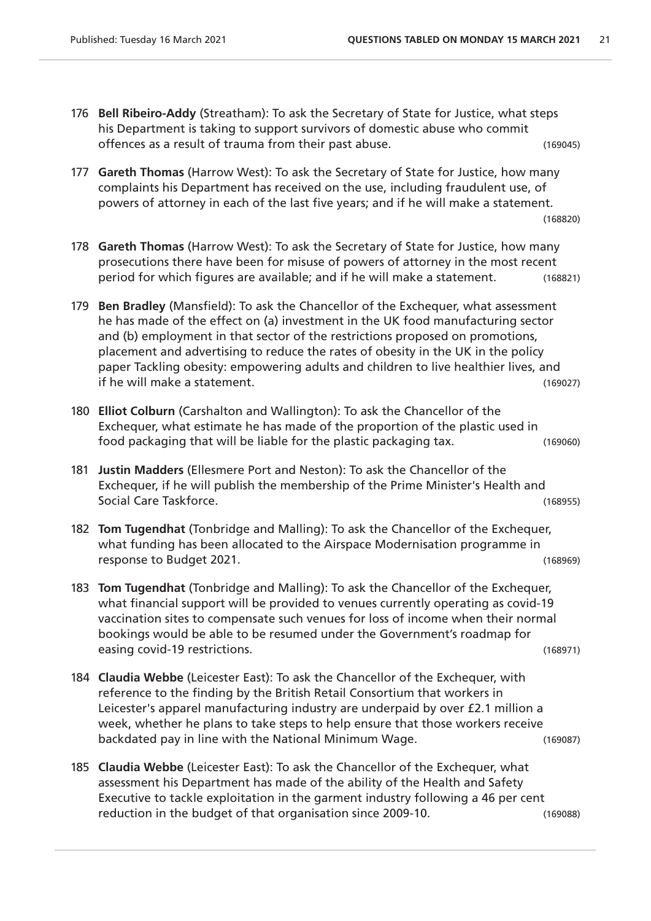176 **Bell Ribeiro-Addy** (Streatham): To ask the Secretary of State for Justice, what steps his Department is taking to support survivors of domestic abuse who commit offences as a result of trauma from their past abuse. (169045)

177 **Gareth Thomas** (Harrow West): To ask the Secretary of State for Justice, how many complaints his Department has received on the use, including fraudulent use, of powers of attorney in each of the last five years; and if he will make a statement. (168820)

178 **Gareth Thomas** (Harrow West): To ask the Secretary of State for Justice, how many prosecutions there have been for misuse of powers of attorney in the most recent period for which figures are available; and if he will make a statement. (168821)

179 **Ben Bradley** (Mansfield): To ask the Chancellor of the Exchequer, what assessment he has made of the effect on (a) investment in the UK food manufacturing sector and (b) employment in that sector of the restrictions proposed on promotions, placement and advertising to reduce the rates of obesity in the UK in the policy paper Tackling obesity: empowering adults and children to live healthier lives, and if he will make a statement. (169027)

180 **Elliot Colburn** (Carshalton and Wallington): To ask the Chancellor of the Exchequer, what estimate he has made of the proportion of the plastic used in food packaging that will be liable for the plastic packaging tax. (169060)

181 **Justin Madders** (Ellesmere Port and Neston): To ask the Chancellor of the Exchequer, if he will publish the membership of the Prime Minister's Health and Social Care Taskforce. (168955)

182 **Tom Tugendhat** (Tonbridge and Malling): To ask the Chancellor of the Exchequer, what funding has been allocated to the Airspace Modernisation programme in response to Budget 2021. (168969)

183 **Tom Tugendhat** (Tonbridge and Malling): To ask the Chancellor of the Exchequer, what financial support will be provided to venues currently operating as covid-19 vaccination sites to compensate such venues for loss of income when their normal bookings would be able to be resumed under the Government's roadmap for easing covid-19 restrictions. (168971)

184 **Claudia Webbe** (Leicester East): To ask the Chancellor of the Exchequer, with reference to the finding by the British Retail Consortium that workers in Leicester's apparel manufacturing industry are underpaid by over £2.1 million a week, whether he plans to take steps to help ensure that those workers receive backdated pay in line with the National Minimum Wage. (169087)

185 **Claudia Webbe** (Leicester East): To ask the Chancellor of the Exchequer, what assessment his Department has made of the ability of the Health and Safety Executive to tackle exploitation in the garment industry following a 46 per cent reduction in the budget of that organisation since 2009-10. (169088)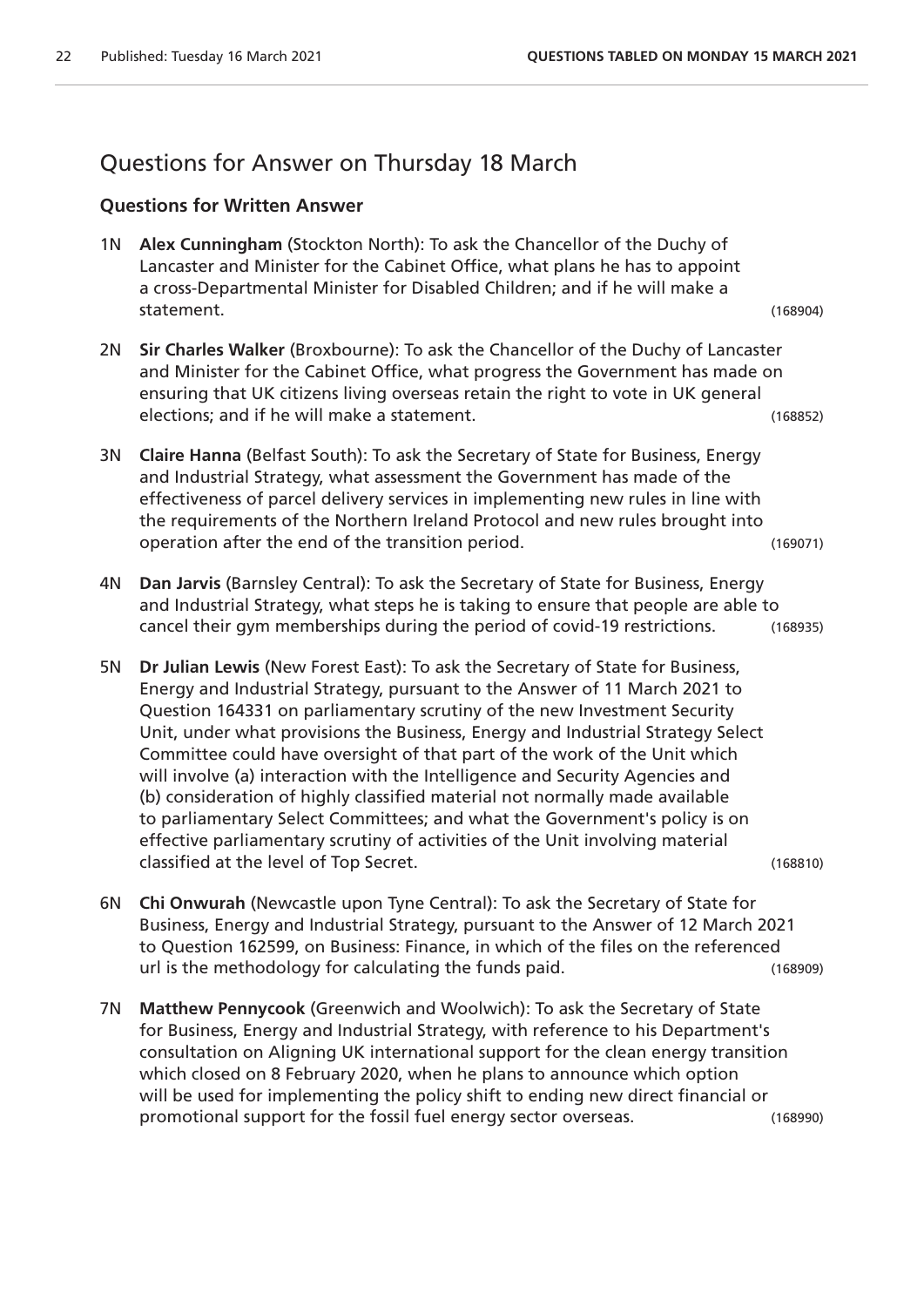## Questions for Answer on Thursday 18 March

### Questions for Written Answer

1N **Alex Cunningham** (Stockton North): To ask the Chancellor of the Duchy of Lancaster and Minister for the Cabinet Office, what plans he has to appoint a cross-Departmental Minister for Disabled Children; and if he will make a statement. (168904)

2N **Sir Charles Walker** (Broxbourne): To ask the Chancellor of the Duchy of Lancaster and Minister for the Cabinet Office, what progress the Government has made on ensuring that UK citizens living overseas retain the right to vote in UK general elections; and if he will make a statement. (168852)

3N **Claire Hanna** (Belfast South): To ask the Secretary of State for Business, Energy and Industrial Strategy, what assessment the Government has made of the effectiveness of parcel delivery services in implementing new rules in line with the requirements of the Northern Ireland Protocol and new rules brought into operation after the end of the transition period. (169071)

4N **Dan Jarvis** (Barnsley Central): To ask the Secretary of State for Business, Energy and Industrial Strategy, what steps he is taking to ensure that people are able to cancel their gym memberships during the period of covid-19 restrictions. (168935)

5N **Dr Julian Lewis** (New Forest East): To ask the Secretary of State for Business, Energy and Industrial Strategy, pursuant to the Answer of 11 March 2021 to Question 164331 on parliamentary scrutiny of the new Investment Security Unit, under what provisions the Business, Energy and Industrial Strategy Select Committee could have oversight of that part of the work of the Unit which will involve (a) interaction with the Intelligence and Security Agencies and (b) consideration of highly classified material not normally made available to parliamentary Select Committees; and what the Government's policy is on effective parliamentary scrutiny of activities of the Unit involving material classified at the level of Top Secret. (168810)

6N **Chi Onwurah** (Newcastle upon Tyne Central): To ask the Secretary of State for Business, Energy and Industrial Strategy, pursuant to the Answer of 12 March 2021 to Question 162599, on Business: Finance, in which of the files on the referenced url is the methodology for calculating the funds paid. (168909)

7N **Matthew Pennycook** (Greenwich and Woolwich): To ask the Secretary of State for Business, Energy and Industrial Strategy, with reference to his Department's consultation on Aligning UK international support for the clean energy transition which closed on 8 February 2020, when he plans to announce which option will be used for implementing the policy shift to ending new direct financial or promotional support for the fossil fuel energy sector overseas. (168990)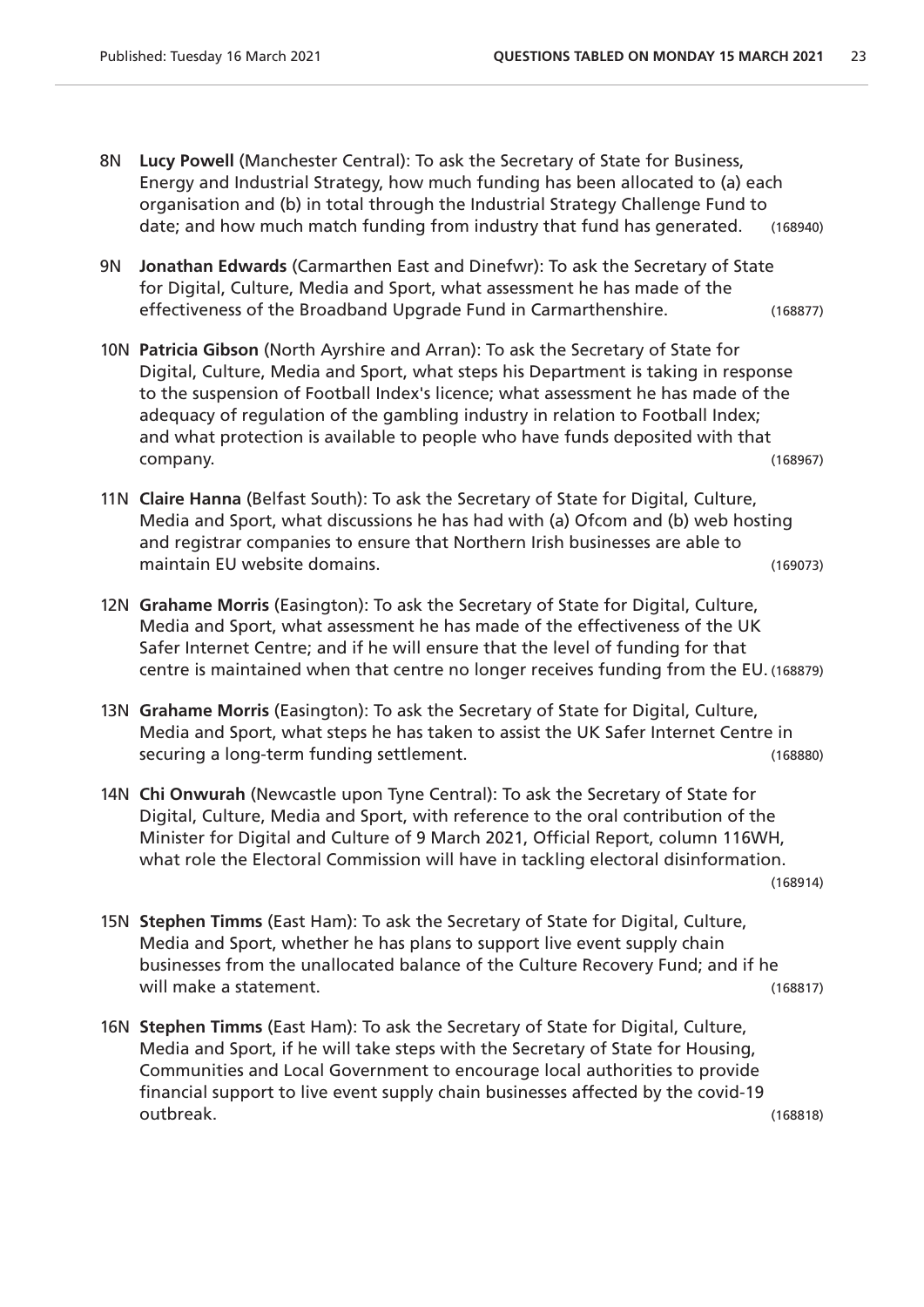8N **Lucy Powell** (Manchester Central): To ask the Secretary of State for Business, Energy and Industrial Strategy, how much funding has been allocated to (a) each organisation and (b) in total through the Industrial Strategy Challenge Fund to date; and how much match funding from industry that fund has generated. (168940)

9N **Jonathan Edwards** (Carmarthen East and Dinefwr): To ask the Secretary of State for Digital, Culture, Media and Sport, what assessment he has made of the effectiveness of the Broadband Upgrade Fund in Carmarthenshire. (168877)

10N **Patricia Gibson** (North Ayrshire and Arran): To ask the Secretary of State for Digital, Culture, Media and Sport, what steps his Department is taking in response to the suspension of Football Index's licence; what assessment he has made of the adequacy of regulation of the gambling industry in relation to Football Index; and what protection is available to people who have funds deposited with that company. (168967)

11N **Claire Hanna** (Belfast South): To ask the Secretary of State for Digital, Culture, Media and Sport, what discussions he has had with (a) Ofcom and (b) web hosting and registrar companies to ensure that Northern Irish businesses are able to maintain EU website domains. (169073)

12N **Grahame Morris** (Easington): To ask the Secretary of State for Digital, Culture, Media and Sport, what assessment he has made of the effectiveness of the UK Safer Internet Centre; and if he will ensure that the level of funding for that centre is maintained when that centre no longer receives funding from the EU. (168879)

13N **Grahame Morris** (Easington): To ask the Secretary of State for Digital, Culture, Media and Sport, what steps he has taken to assist the UK Safer Internet Centre in securing a long-term funding settlement. (168880)

14N **Chi Onwurah** (Newcastle upon Tyne Central): To ask the Secretary of State for Digital, Culture, Media and Sport, with reference to the oral contribution of the Minister for Digital and Culture of 9 March 2021, Official Report, column 116WH, what role the Electoral Commission will have in tackling electoral disinformation. (168914)

15N **Stephen Timms** (East Ham): To ask the Secretary of State for Digital, Culture, Media and Sport, whether he has plans to support live event supply chain businesses from the unallocated balance of the Culture Recovery Fund; and if he will make a statement. (168817)

16N **Stephen Timms** (East Ham): To ask the Secretary of State for Digital, Culture, Media and Sport, if he will take steps with the Secretary of State for Housing, Communities and Local Government to encourage local authorities to provide financial support to live event supply chain businesses affected by the covid-19 outbreak. (168818)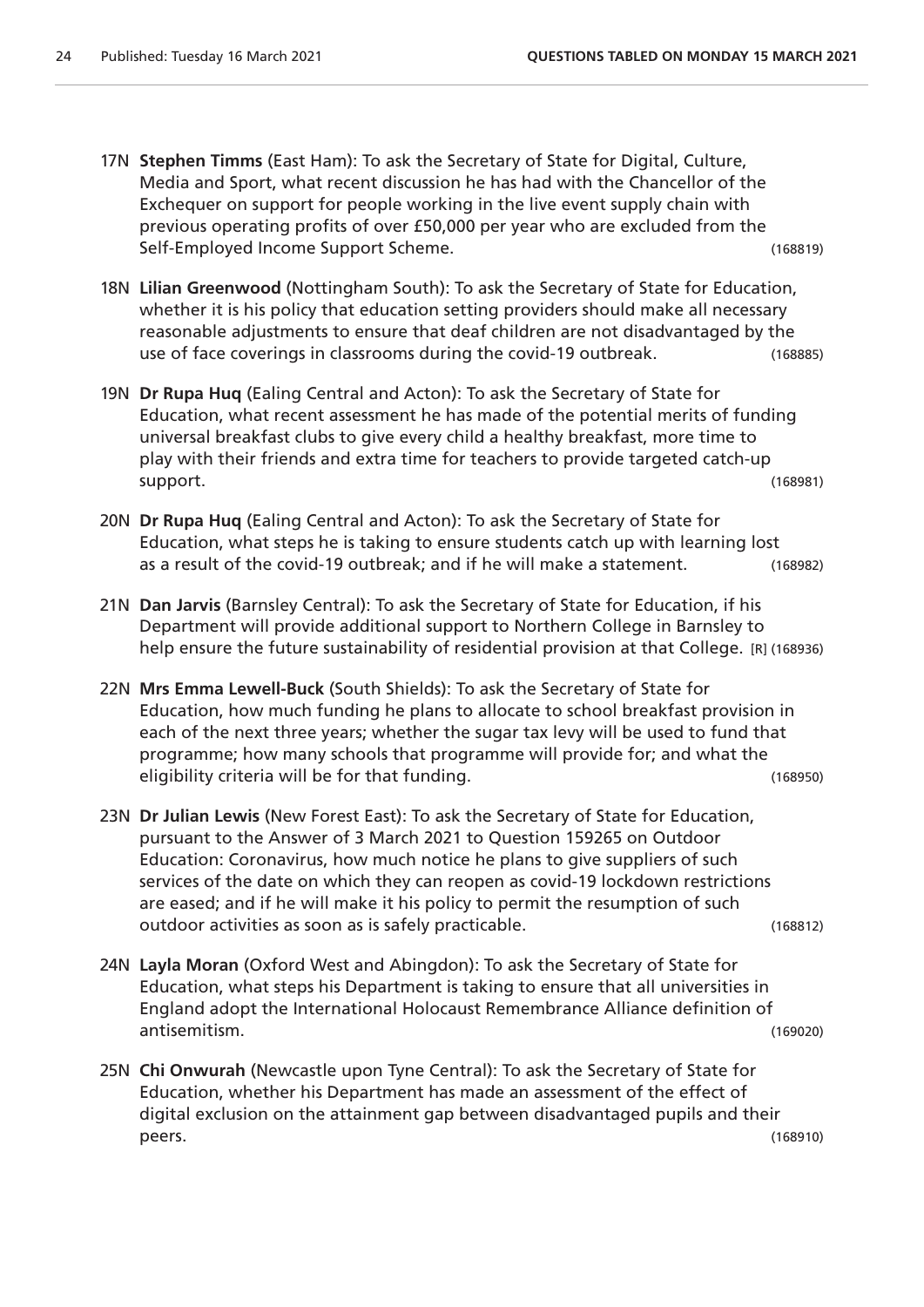17N **Stephen Timms** (East Ham): To ask the Secretary of State for Digital, Culture, Media and Sport, what recent discussion he has had with the Chancellor of the Exchequer on support for people working in the live event supply chain with previous operating profits of over £50,000 per year who are excluded from the Self-Employed Income Support Scheme. (168819)

18N **Lilian Greenwood** (Nottingham South): To ask the Secretary of State for Education, whether it is his policy that education setting providers should make all necessary reasonable adjustments to ensure that deaf children are not disadvantaged by the use of face coverings in classrooms during the covid-19 outbreak. (168885)

19N **Dr Rupa Huq** (Ealing Central and Acton): To ask the Secretary of State for Education, what recent assessment he has made of the potential merits of funding universal breakfast clubs to give every child a healthy breakfast, more time to play with their friends and extra time for teachers to provide targeted catch-up support. (168981)

20N **Dr Rupa Huq** (Ealing Central and Acton): To ask the Secretary of State for Education, what steps he is taking to ensure students catch up with learning lost as a result of the covid-19 outbreak; and if he will make a statement. (168982)

21N **Dan Jarvis** (Barnsley Central): To ask the Secretary of State for Education, if his Department will provide additional support to Northern College in Barnsley to help ensure the future sustainability of residential provision at that College. [R] (168936)

22N **Mrs Emma Lewell-Buck** (South Shields): To ask the Secretary of State for Education, how much funding he plans to allocate to school breakfast provision in each of the next three years; whether the sugar tax levy will be used to fund that programme; how many schools that programme will provide for; and what the eligibility criteria will be for that funding. (168950)

23N **Dr Julian Lewis** (New Forest East): To ask the Secretary of State for Education, pursuant to the Answer of 3 March 2021 to Question 159265 on Outdoor Education: Coronavirus, how much notice he plans to give suppliers of such services of the date on which they can reopen as covid-19 lockdown restrictions are eased; and if he will make it his policy to permit the resumption of such outdoor activities as soon as is safely practicable. (168812)

24N **Layla Moran** (Oxford West and Abingdon): To ask the Secretary of State for Education, what steps his Department is taking to ensure that all universities in England adopt the International Holocaust Remembrance Alliance definition of antisemitism. (169020)

25N **Chi Onwurah** (Newcastle upon Tyne Central): To ask the Secretary of State for Education, whether his Department has made an assessment of the effect of digital exclusion on the attainment gap between disadvantaged pupils and their peers. (168910)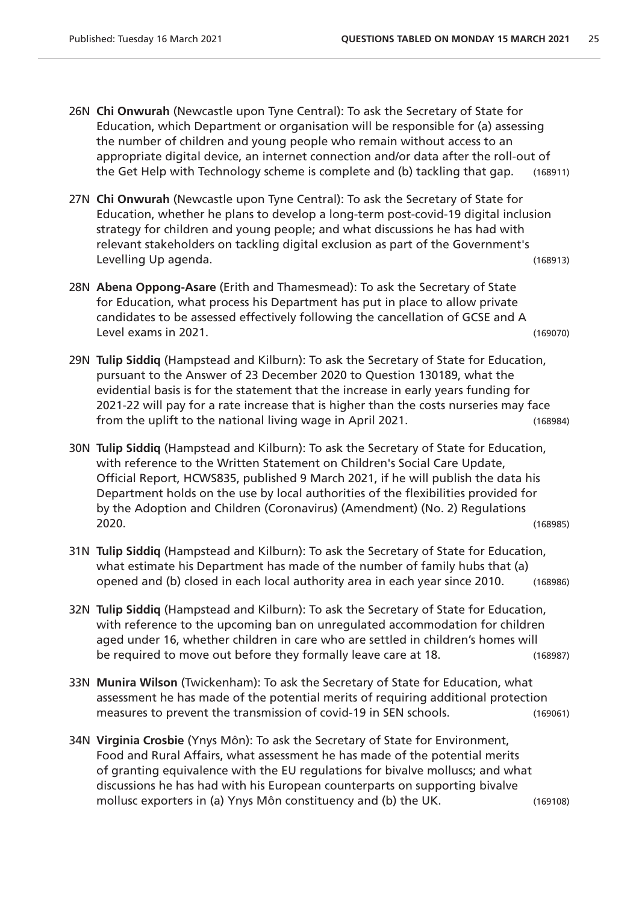26N **Chi Onwurah** (Newcastle upon Tyne Central): To ask the Secretary of State for Education, which Department or organisation will be responsible for (a) assessing the number of children and young people who remain without access to an appropriate digital device, an internet connection and/or data after the roll-out of the Get Help with Technology scheme is complete and (b) tackling that gap. (168911)

27N **Chi Onwurah** (Newcastle upon Tyne Central): To ask the Secretary of State for Education, whether he plans to develop a long-term post-covid-19 digital inclusion strategy for children and young people; and what discussions he has had with relevant stakeholders on tackling digital exclusion as part of the Government's Levelling Up agenda. (168913)

28N **Abena Oppong-Asare** (Erith and Thamesmead): To ask the Secretary of State for Education, what process his Department has put in place to allow private candidates to be assessed effectively following the cancellation of GCSE and A Level exams in 2021. (169070)

29N **Tulip Siddiq** (Hampstead and Kilburn): To ask the Secretary of State for Education, pursuant to the Answer of 23 December 2020 to Question 130189, what the evidential basis is for the statement that the increase in early years funding for 2021-22 will pay for a rate increase that is higher than the costs nurseries may face from the uplift to the national living wage in April 2021. (168984)

30N **Tulip Siddiq** (Hampstead and Kilburn): To ask the Secretary of State for Education, with reference to the Written Statement on Children's Social Care Update, Official Report, HCWS835, published 9 March 2021, if he will publish the data his Department holds on the use by local authorities of the flexibilities provided for by the Adoption and Children (Coronavirus) (Amendment) (No. 2) Regulations 2020. (168985)

31N **Tulip Siddiq** (Hampstead and Kilburn): To ask the Secretary of State for Education, what estimate his Department has made of the number of family hubs that (a) opened and (b) closed in each local authority area in each year since 2010. (168986)

32N **Tulip Siddiq** (Hampstead and Kilburn): To ask the Secretary of State for Education, with reference to the upcoming ban on unregulated accommodation for children aged under 16, whether children in care who are settled in children's homes will be required to move out before they formally leave care at 18. (168987)

33N **Munira Wilson** (Twickenham): To ask the Secretary of State for Education, what assessment he has made of the potential merits of requiring additional protection measures to prevent the transmission of covid-19 in SEN schools. (169061)

34N **Virginia Crosbie** (Ynys Môn): To ask the Secretary of State for Environment, Food and Rural Affairs, what assessment he has made of the potential merits of granting equivalence with the EU regulations for bivalve molluscs; and what discussions he has had with his European counterparts on supporting bivalve mollusc exporters in (a) Ynys Môn constituency and (b) the UK. (169108)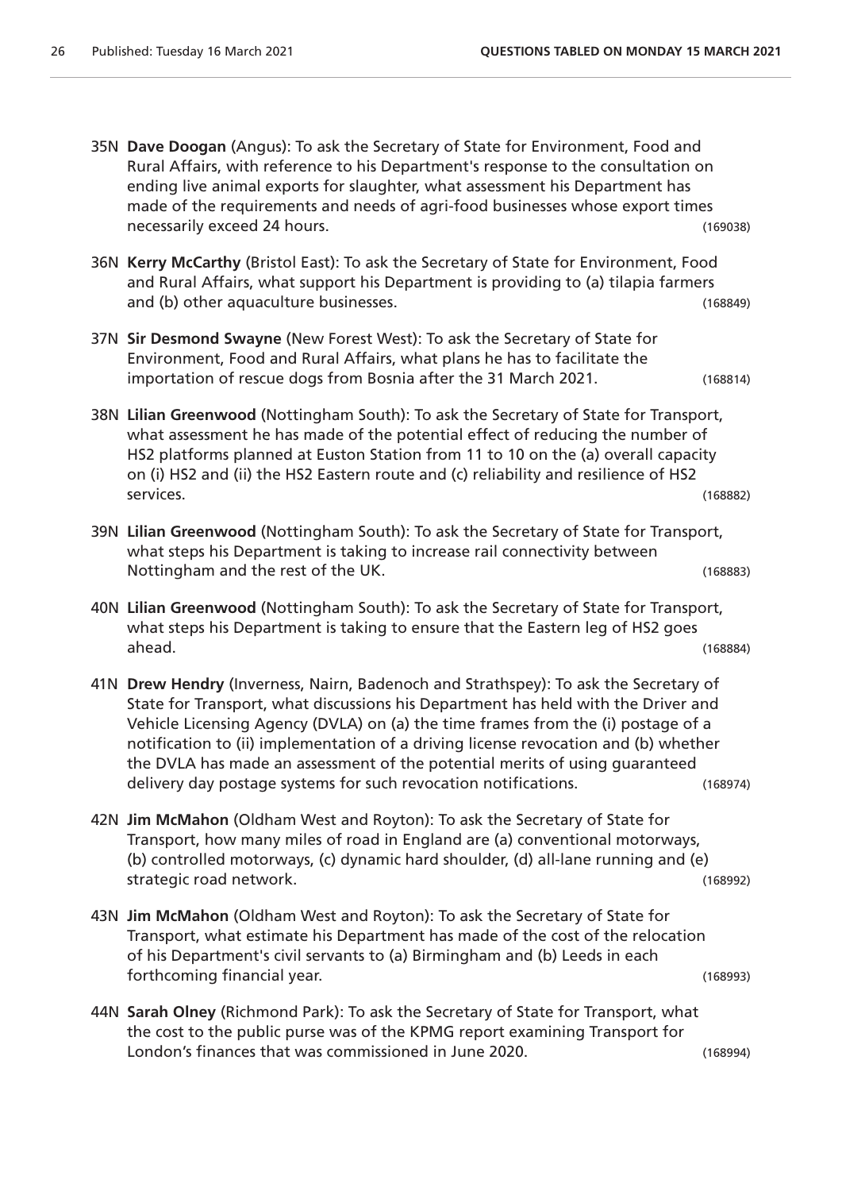35N **Dave Doogan** (Angus): To ask the Secretary of State for Environment, Food and Rural Affairs, with reference to his Department's response to the consultation on ending live animal exports for slaughter, what assessment his Department has made of the requirements and needs of agri-food businesses whose export times necessarily exceed 24 hours. (169038)

36N **Kerry McCarthy** (Bristol East): To ask the Secretary of State for Environment, Food and Rural Affairs, what support his Department is providing to (a) tilapia farmers and (b) other aquaculture businesses. (168849)

37N **Sir Desmond Swayne** (New Forest West): To ask the Secretary of State for Environment, Food and Rural Affairs, what plans he has to facilitate the importation of rescue dogs from Bosnia after the 31 March 2021. (168814)

38N **Lilian Greenwood** (Nottingham South): To ask the Secretary of State for Transport, what assessment he has made of the potential effect of reducing the number of HS2 platforms planned at Euston Station from 11 to 10 on the (a) overall capacity on (i) HS2 and (ii) the HS2 Eastern route and (c) reliability and resilience of HS2 services. (168882)

39N **Lilian Greenwood** (Nottingham South): To ask the Secretary of State for Transport, what steps his Department is taking to increase rail connectivity between Nottingham and the rest of the UK. (168883)

40N **Lilian Greenwood** (Nottingham South): To ask the Secretary of State for Transport, what steps his Department is taking to ensure that the Eastern leg of HS2 goes ahead. (168884)

41N **Drew Hendry** (Inverness, Nairn, Badenoch and Strathspey): To ask the Secretary of State for Transport, what discussions his Department has held with the Driver and Vehicle Licensing Agency (DVLA) on (a) the time frames from the (i) postage of a notification to (ii) implementation of a driving license revocation and (b) whether the DVLA has made an assessment of the potential merits of using guaranteed delivery day postage systems for such revocation notifications. (168974)

42N **Jim McMahon** (Oldham West and Royton): To ask the Secretary of State for Transport, how many miles of road in England are (a) conventional motorways, (b) controlled motorways, (c) dynamic hard shoulder, (d) all-lane running and (e) strategic road network. (168992)

43N **Jim McMahon** (Oldham West and Royton): To ask the Secretary of State for Transport, what estimate his Department has made of the cost of the relocation of his Department's civil servants to (a) Birmingham and (b) Leeds in each forthcoming financial year. (168993)

44N **Sarah Olney** (Richmond Park): To ask the Secretary of State for Transport, what the cost to the public purse was of the KPMG report examining Transport for London’s finances that was commissioned in June 2020. (168994)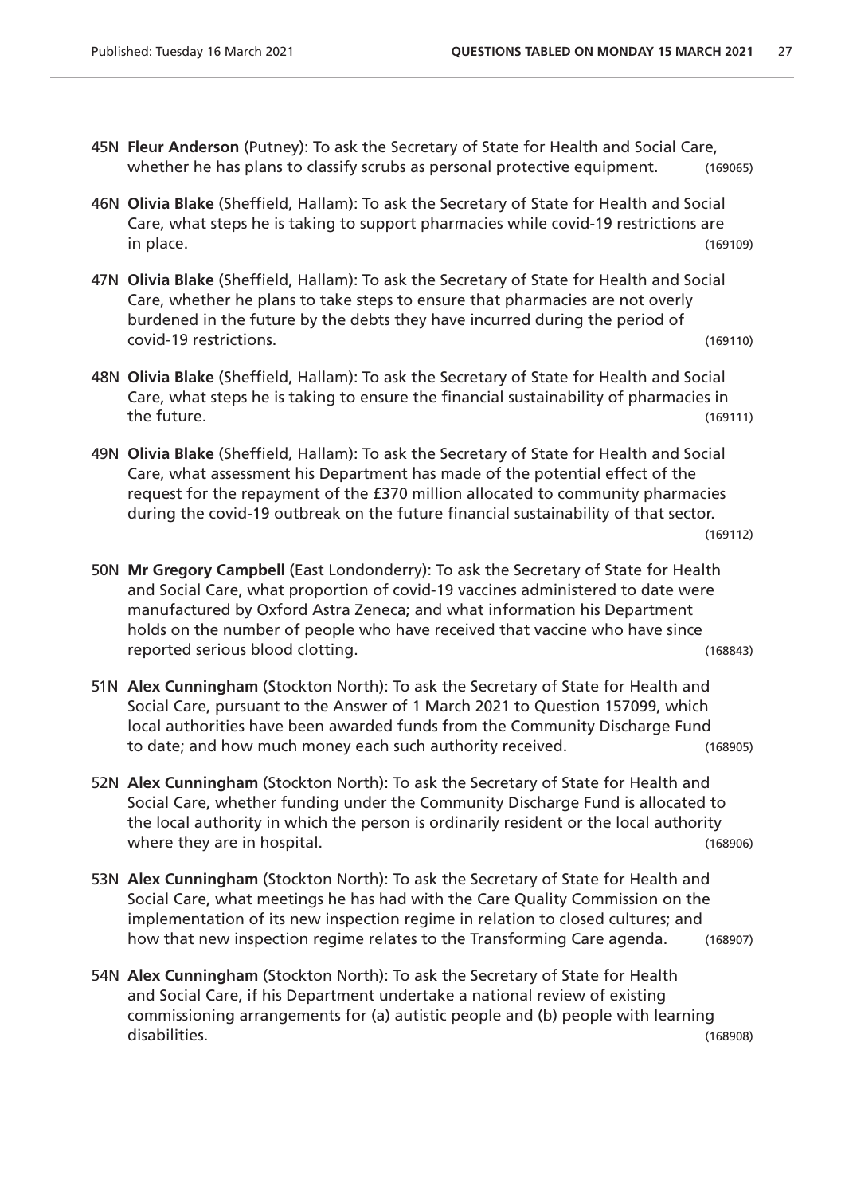45N **Fleur Anderson** (Putney): To ask the Secretary of State for Health and Social Care, whether he has plans to classify scrubs as personal protective equipment. (169065)

46N **Olivia Blake** (Sheffield, Hallam): To ask the Secretary of State for Health and Social Care, what steps he is taking to support pharmacies while covid-19 restrictions are in place. (169109)

47N **Olivia Blake** (Sheffield, Hallam): To ask the Secretary of State for Health and Social Care, whether he plans to take steps to ensure that pharmacies are not overly burdened in the future by the debts they have incurred during the period of covid-19 restrictions. (169110)

48N **Olivia Blake** (Sheffield, Hallam): To ask the Secretary of State for Health and Social Care, what steps he is taking to ensure the financial sustainability of pharmacies in the future. (169111)

49N **Olivia Blake** (Sheffield, Hallam): To ask the Secretary of State for Health and Social Care, what assessment his Department has made of the potential effect of the request for the repayment of the £370 million allocated to community pharmacies during the covid-19 outbreak on the future financial sustainability of that sector. (169112)

50N **Mr Gregory Campbell** (East Londonderry): To ask the Secretary of State for Health and Social Care, what proportion of covid-19 vaccines administered to date were manufactured by Oxford Astra Zeneca; and what information his Department holds on the number of people who have received that vaccine who have since reported serious blood clotting. (168843)

51N **Alex Cunningham** (Stockton North): To ask the Secretary of State for Health and Social Care, pursuant to the Answer of 1 March 2021 to Question 157099, which local authorities have been awarded funds from the Community Discharge Fund to date; and how much money each such authority received. (168905)

52N **Alex Cunningham** (Stockton North): To ask the Secretary of State for Health and Social Care, whether funding under the Community Discharge Fund is allocated to the local authority in which the person is ordinarily resident or the local authority where they are in hospital. (168906)

53N **Alex Cunningham** (Stockton North): To ask the Secretary of State for Health and Social Care, what meetings he has had with the Care Quality Commission on the implementation of its new inspection regime in relation to closed cultures; and how that new inspection regime relates to the Transforming Care agenda. (168907)

54N **Alex Cunningham** (Stockton North): To ask the Secretary of State for Health and Social Care, if his Department undertake a national review of existing commissioning arrangements for (a) autistic people and (b) people with learning disabilities. (168908)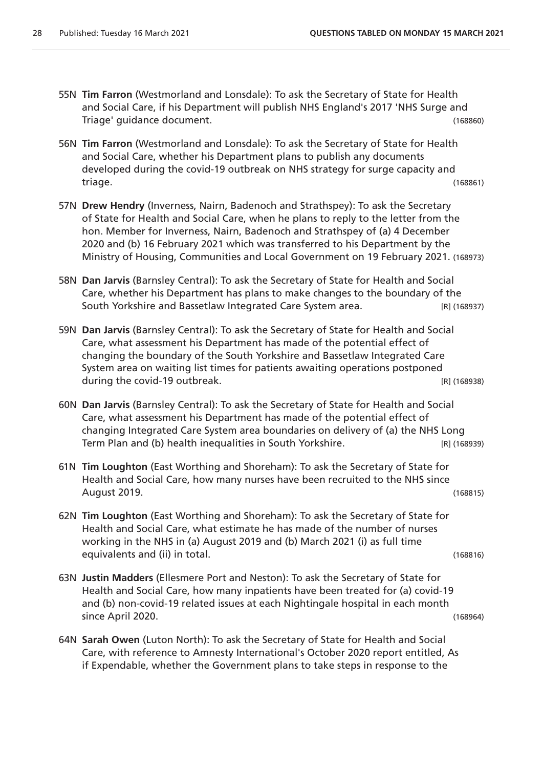55N **Tim Farron** (Westmorland and Lonsdale): To ask the Secretary of State for Health and Social Care, if his Department will publish NHS England's 2017 'NHS Surge and Triage' guidance document. (168860)

56N **Tim Farron** (Westmorland and Lonsdale): To ask the Secretary of State for Health and Social Care, whether his Department plans to publish any documents developed during the covid-19 outbreak on NHS strategy for surge capacity and triage. (168861)

57N **Drew Hendry** (Inverness, Nairn, Badenoch and Strathspey): To ask the Secretary of State for Health and Social Care, when he plans to reply to the letter from the hon. Member for Inverness, Nairn, Badenoch and Strathspey of (a) 4 December 2020 and (b) 16 February 2021 which was transferred to his Department by the Ministry of Housing, Communities and Local Government on 19 February 2021. (168973)

58N **Dan Jarvis** (Barnsley Central): To ask the Secretary of State for Health and Social Care, whether his Department has plans to make changes to the boundary of the South Yorkshire and Bassetlaw Integrated Care System area. [R] (168937)

59N **Dan Jarvis** (Barnsley Central): To ask the Secretary of State for Health and Social Care, what assessment his Department has made of the potential effect of changing the boundary of the South Yorkshire and Bassetlaw Integrated Care System area on waiting list times for patients awaiting operations postponed during the covid-19 outbreak. [R] (168938)

60N **Dan Jarvis** (Barnsley Central): To ask the Secretary of State for Health and Social Care, what assessment his Department has made of the potential effect of changing Integrated Care System area boundaries on delivery of (a) the NHS Long Term Plan and (b) health inequalities in South Yorkshire. [R] (168939)

61N **Tim Loughton** (East Worthing and Shoreham): To ask the Secretary of State for Health and Social Care, how many nurses have been recruited to the NHS since August 2019. (168815)

62N **Tim Loughton** (East Worthing and Shoreham): To ask the Secretary of State for Health and Social Care, what estimate he has made of the number of nurses working in the NHS in (a) August 2019 and (b) March 2021 (i) as full time equivalents and (ii) in total. (168816)

63N **Justin Madders** (Ellesmere Port and Neston): To ask the Secretary of State for Health and Social Care, how many inpatients have been treated for (a) covid-19 and (b) non-covid-19 related issues at each Nightingale hospital in each month since April 2020. (168964)

64N **Sarah Owen** (Luton North): To ask the Secretary of State for Health and Social Care, with reference to Amnesty International's October 2020 report entitled, As if Expendable, whether the Government plans to take steps in response to the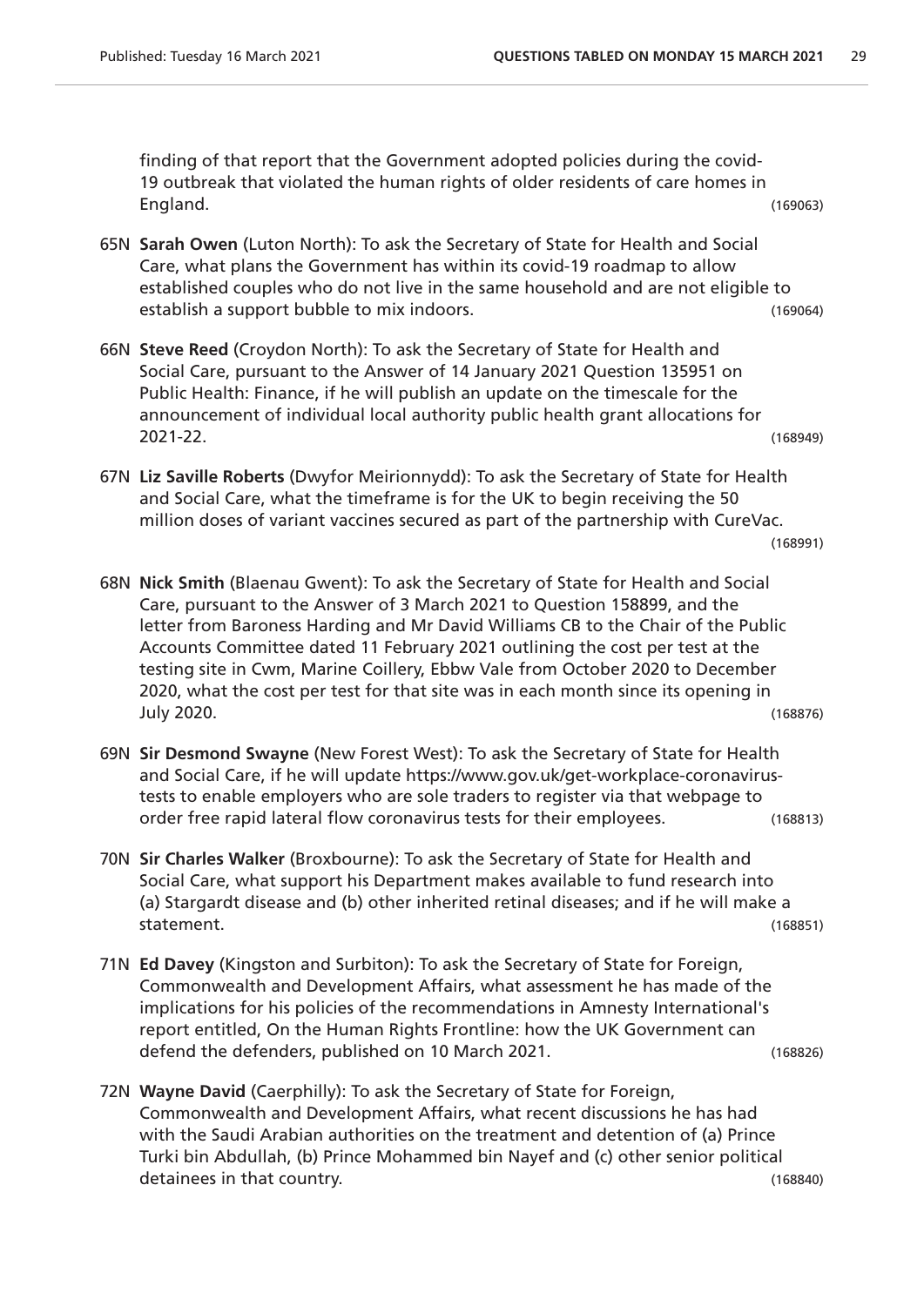finding of that report that the Government adopted policies during the covid-19 outbreak that violated the human rights of older residents of care homes in England. (169063)

65N **Sarah Owen** (Luton North): To ask the Secretary of State for Health and Social Care, what plans the Government has within its covid-19 roadmap to allow established couples who do not live in the same household and are not eligible to establish a support bubble to mix indoors. (169064)

66N **Steve Reed** (Croydon North): To ask the Secretary of State for Health and Social Care, pursuant to the Answer of 14 January 2021 Question 135951 on Public Health: Finance, if he will publish an update on the timescale for the announcement of individual local authority public health grant allocations for 2021-22. (168949)

67N **Liz Saville Roberts** (Dwyfor Meirionnydd): To ask the Secretary of State for Health and Social Care, what the timeframe is for the UK to begin receiving the 50 million doses of variant vaccines secured as part of the partnership with CureVac. (168991)

68N **Nick Smith** (Blaenau Gwent): To ask the Secretary of State for Health and Social Care, pursuant to the Answer of 3 March 2021 to Question 158899, and the letter from Baroness Harding and Mr David Williams CB to the Chair of the Public Accounts Committee dated 11 February 2021 outlining the cost per test at the testing site in Cwm, Marine Coillery, Ebbw Vale from October 2020 to December 2020, what the cost per test for that site was in each month since its opening in July 2020. (168876)

69N **Sir Desmond Swayne** (New Forest West): To ask the Secretary of State for Health and Social Care, if he will update https://www.gov.uk/get-workplace-coronavirus-tests to enable employers who are sole traders to register via that webpage to order free rapid lateral flow coronavirus tests for their employees. (168813)

70N **Sir Charles Walker** (Broxbourne): To ask the Secretary of State for Health and Social Care, what support his Department makes available to fund research into (a) Stargardt disease and (b) other inherited retinal diseases; and if he will make a statement. (168851)

71N **Ed Davey** (Kingston and Surbiton): To ask the Secretary of State for Foreign, Commonwealth and Development Affairs, what assessment he has made of the implications for his policies of the recommendations in Amnesty International's report entitled, On the Human Rights Frontline: how the UK Government can defend the defenders, published on 10 March 2021. (168826)

72N **Wayne David** (Caerphilly): To ask the Secretary of State for Foreign, Commonwealth and Development Affairs, what recent discussions he has had with the Saudi Arabian authorities on the treatment and detention of (a) Prince Turki bin Abdullah, (b) Prince Mohammed bin Nayef and (c) other senior political detainees in that country. (168840)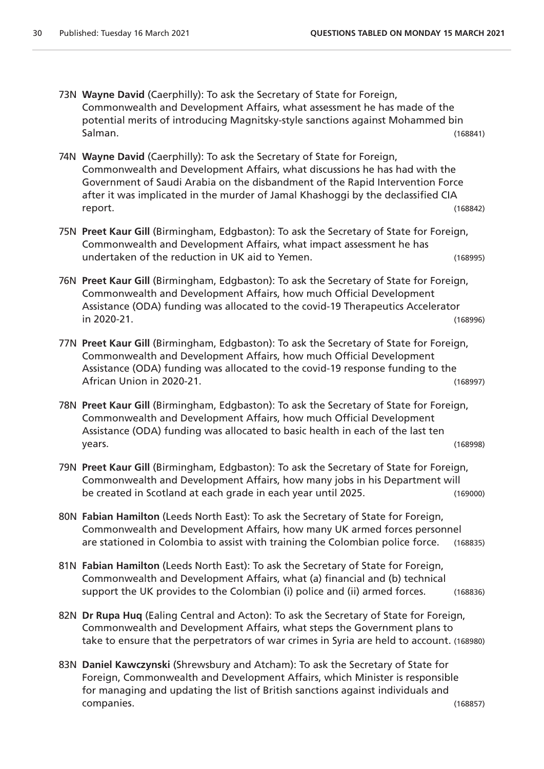73N **Wayne David** (Caerphilly): To ask the Secretary of State for Foreign, Commonwealth and Development Affairs, what assessment he has made of the potential merits of introducing Magnitsky-style sanctions against Mohammed bin Salman. (168841)

74N **Wayne David** (Caerphilly): To ask the Secretary of State for Foreign, Commonwealth and Development Affairs, what discussions he has had with the Government of Saudi Arabia on the disbandment of the Rapid Intervention Force after it was implicated in the murder of Jamal Khashoggi by the declassified CIA report. (168842)

75N **Preet Kaur Gill** (Birmingham, Edgbaston): To ask the Secretary of State for Foreign, Commonwealth and Development Affairs, what impact assessment he has undertaken of the reduction in UK aid to Yemen. (168995)

76N **Preet Kaur Gill** (Birmingham, Edgbaston): To ask the Secretary of State for Foreign, Commonwealth and Development Affairs, how much Official Development Assistance (ODA) funding was allocated to the covid-19 Therapeutics Accelerator in 2020-21. (168996)

77N **Preet Kaur Gill** (Birmingham, Edgbaston): To ask the Secretary of State for Foreign, Commonwealth and Development Affairs, how much Official Development Assistance (ODA) funding was allocated to the covid-19 response funding to the African Union in 2020-21. (168997)

78N **Preet Kaur Gill** (Birmingham, Edgbaston): To ask the Secretary of State for Foreign, Commonwealth and Development Affairs, how much Official Development Assistance (ODA) funding was allocated to basic health in each of the last ten years. (168998)

79N **Preet Kaur Gill** (Birmingham, Edgbaston): To ask the Secretary of State for Foreign, Commonwealth and Development Affairs, how many jobs in his Department will be created in Scotland at each grade in each year until 2025. (169000)

80N **Fabian Hamilton** (Leeds North East): To ask the Secretary of State for Foreign, Commonwealth and Development Affairs, how many UK armed forces personnel are stationed in Colombia to assist with training the Colombian police force. (168835)

81N **Fabian Hamilton** (Leeds North East): To ask the Secretary of State for Foreign, Commonwealth and Development Affairs, what (a) financial and (b) technical support the UK provides to the Colombian (i) police and (ii) armed forces. (168836)

82N **Dr Rupa Huq** (Ealing Central and Acton): To ask the Secretary of State for Foreign, Commonwealth and Development Affairs, what steps the Government plans to take to ensure that the perpetrators of war crimes in Syria are held to account. (168980)

83N **Daniel Kawczynski** (Shrewsbury and Atcham): To ask the Secretary of State for Foreign, Commonwealth and Development Affairs, which Minister is responsible for managing and updating the list of British sanctions against individuals and companies. (168857)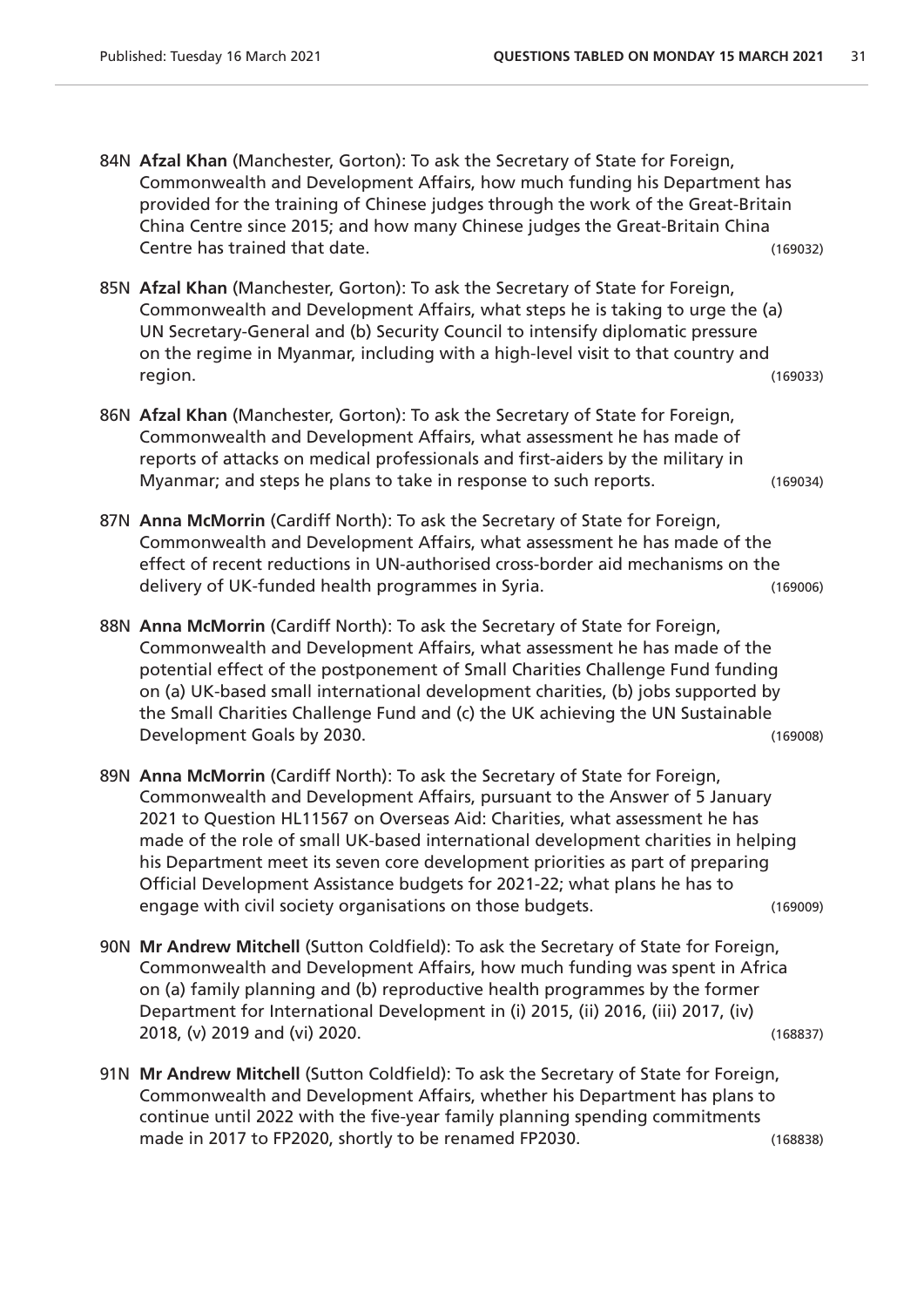84N **Afzal Khan** (Manchester, Gorton): To ask the Secretary of State for Foreign, Commonwealth and Development Affairs, how much funding his Department has provided for the training of Chinese judges through the work of the Great-Britain China Centre since 2015; and how many Chinese judges the Great-Britain China Centre has trained that date. (169032)

85N **Afzal Khan** (Manchester, Gorton): To ask the Secretary of State for Foreign, Commonwealth and Development Affairs, what steps he is taking to urge the (a) UN Secretary-General and (b) Security Council to intensify diplomatic pressure on the regime in Myanmar, including with a high-level visit to that country and region. (169033)

86N **Afzal Khan** (Manchester, Gorton): To ask the Secretary of State for Foreign, Commonwealth and Development Affairs, what assessment he has made of reports of attacks on medical professionals and first-aiders by the military in Myanmar; and steps he plans to take in response to such reports. (169034)

87N **Anna McMorrin** (Cardiff North): To ask the Secretary of State for Foreign, Commonwealth and Development Affairs, what assessment he has made of the effect of recent reductions in UN-authorised cross-border aid mechanisms on the delivery of UK-funded health programmes in Syria. (169006)

88N **Anna McMorrin** (Cardiff North): To ask the Secretary of State for Foreign, Commonwealth and Development Affairs, what assessment he has made of the potential effect of the postponement of Small Charities Challenge Fund funding on (a) UK-based small international development charities, (b) jobs supported by the Small Charities Challenge Fund and (c) the UK achieving the UN Sustainable Development Goals by 2030. (169008)

89N **Anna McMorrin** (Cardiff North): To ask the Secretary of State for Foreign, Commonwealth and Development Affairs, pursuant to the Answer of 5 January 2021 to Question HL11567 on Overseas Aid: Charities, what assessment he has made of the role of small UK-based international development charities in helping his Department meet its seven core development priorities as part of preparing Official Development Assistance budgets for 2021-22; what plans he has to engage with civil society organisations on those budgets. (169009)

90N **Mr Andrew Mitchell** (Sutton Coldfield): To ask the Secretary of State for Foreign, Commonwealth and Development Affairs, how much funding was spent in Africa on (a) family planning and (b) reproductive health programmes by the former Department for International Development in (i) 2015, (ii) 2016, (iii) 2017, (iv) 2018, (v) 2019 and (vi) 2020. (168837)

91N **Mr Andrew Mitchell** (Sutton Coldfield): To ask the Secretary of State for Foreign, Commonwealth and Development Affairs, whether his Department has plans to continue until 2022 with the five-year family planning spending commitments made in 2017 to FP2020, shortly to be renamed FP2030. (168838)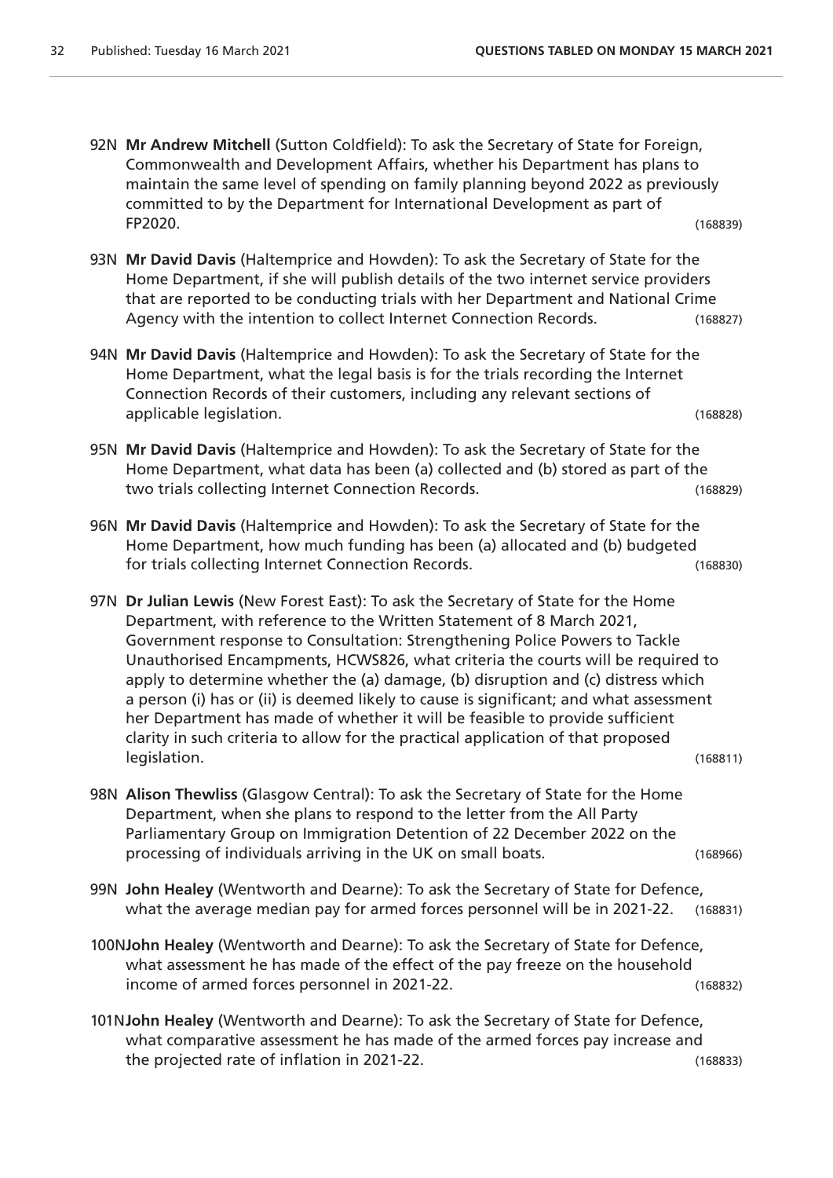92N **Mr Andrew Mitchell** (Sutton Coldfield): To ask the Secretary of State for Foreign, Commonwealth and Development Affairs, whether his Department has plans to maintain the same level of spending on family planning beyond 2022 as previously committed to by the Department for International Development as part of FP2020. (168839)

93N **Mr David Davis** (Haltemprice and Howden): To ask the Secretary of State for the Home Department, if she will publish details of the two internet service providers that are reported to be conducting trials with her Department and National Crime Agency with the intention to collect Internet Connection Records. (168827)

94N **Mr David Davis** (Haltemprice and Howden): To ask the Secretary of State for the Home Department, what the legal basis is for the trials recording the Internet Connection Records of their customers, including any relevant sections of applicable legislation. (168828)

95N **Mr David Davis** (Haltemprice and Howden): To ask the Secretary of State for the Home Department, what data has been (a) collected and (b) stored as part of the two trials collecting Internet Connection Records. (168829)

96N **Mr David Davis** (Haltemprice and Howden): To ask the Secretary of State for the Home Department, how much funding has been (a) allocated and (b) budgeted for trials collecting Internet Connection Records. (168830)

97N **Dr Julian Lewis** (New Forest East): To ask the Secretary of State for the Home Department, with reference to the Written Statement of 8 March 2021, Government response to Consultation: Strengthening Police Powers to Tackle Unauthorised Encampments, HCWS826, what criteria the courts will be required to apply to determine whether the (a) damage, (b) disruption and (c) distress which a person (i) has or (ii) is deemed likely to cause is significant; and what assessment her Department has made of whether it will be feasible to provide sufficient clarity in such criteria to allow for the practical application of that proposed legislation. (168811)

98N **Alison Thewliss** (Glasgow Central): To ask the Secretary of State for the Home Department, when she plans to respond to the letter from the All Party Parliamentary Group on Immigration Detention of 22 December 2022 on the processing of individuals arriving in the UK on small boats. (168966)

99N **John Healey** (Wentworth and Dearne): To ask the Secretary of State for Defence, what the average median pay for armed forces personnel will be in 2021-22. (168831)

100N **John Healey** (Wentworth and Dearne): To ask the Secretary of State for Defence, what assessment he has made of the effect of the pay freeze on the household income of armed forces personnel in 2021-22. (168832)

101N **John Healey** (Wentworth and Dearne): To ask the Secretary of State for Defence, what comparative assessment he has made of the armed forces pay increase and the projected rate of inflation in 2021-22. (168833)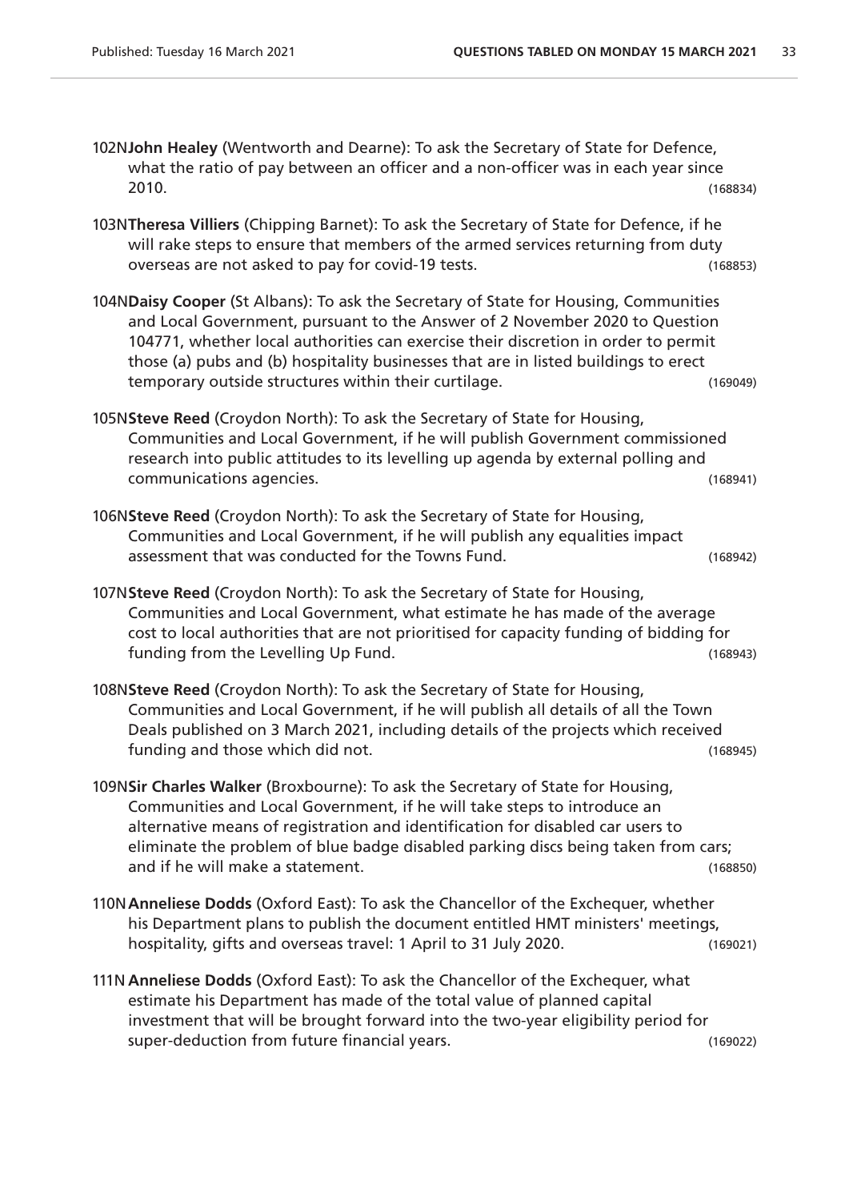102N**John Healey** (Wentworth and Dearne): To ask the Secretary of State for Defence, what the ratio of pay between an officer and a non-officer was in each year since 2010. (168834)

103N**Theresa Villiers** (Chipping Barnet): To ask the Secretary of State for Defence, if he will rake steps to ensure that members of the armed services returning from duty overseas are not asked to pay for covid-19 tests. (168853)

104N**Daisy Cooper** (St Albans): To ask the Secretary of State for Housing, Communities and Local Government, pursuant to the Answer of 2 November 2020 to Question 104771, whether local authorities can exercise their discretion in order to permit those (a) pubs and (b) hospitality businesses that are in listed buildings to erect temporary outside structures within their curtilage. (169049)

105N**Steve Reed** (Croydon North): To ask the Secretary of State for Housing, Communities and Local Government, if he will publish Government commissioned research into public attitudes to its levelling up agenda by external polling and communications agencies. (168941)

106N**Steve Reed** (Croydon North): To ask the Secretary of State for Housing, Communities and Local Government, if he will publish any equalities impact assessment that was conducted for the Towns Fund. (168942)

107N**Steve Reed** (Croydon North): To ask the Secretary of State for Housing, Communities and Local Government, what estimate he has made of the average cost to local authorities that are not prioritised for capacity funding of bidding for funding from the Levelling Up Fund. (168943)

108N**Steve Reed** (Croydon North): To ask the Secretary of State for Housing, Communities and Local Government, if he will publish all details of all the Town Deals published on 3 March 2021, including details of the projects which received funding and those which did not. (168945)

109N**Sir Charles Walker** (Broxbourne): To ask the Secretary of State for Housing, Communities and Local Government, if he will take steps to introduce an alternative means of registration and identification for disabled car users to eliminate the problem of blue badge disabled parking discs being taken from cars; and if he will make a statement. (168850)

110N**Anneliese Dodds** (Oxford East): To ask the Chancellor of the Exchequer, whether his Department plans to publish the document entitled HMT ministers' meetings, hospitality, gifts and overseas travel: 1 April to 31 July 2020. (169021)

111N**Anneliese Dodds** (Oxford East): To ask the Chancellor of the Exchequer, what estimate his Department has made of the total value of planned capital investment that will be brought forward into the two-year eligibility period for super-deduction from future financial years. (169022)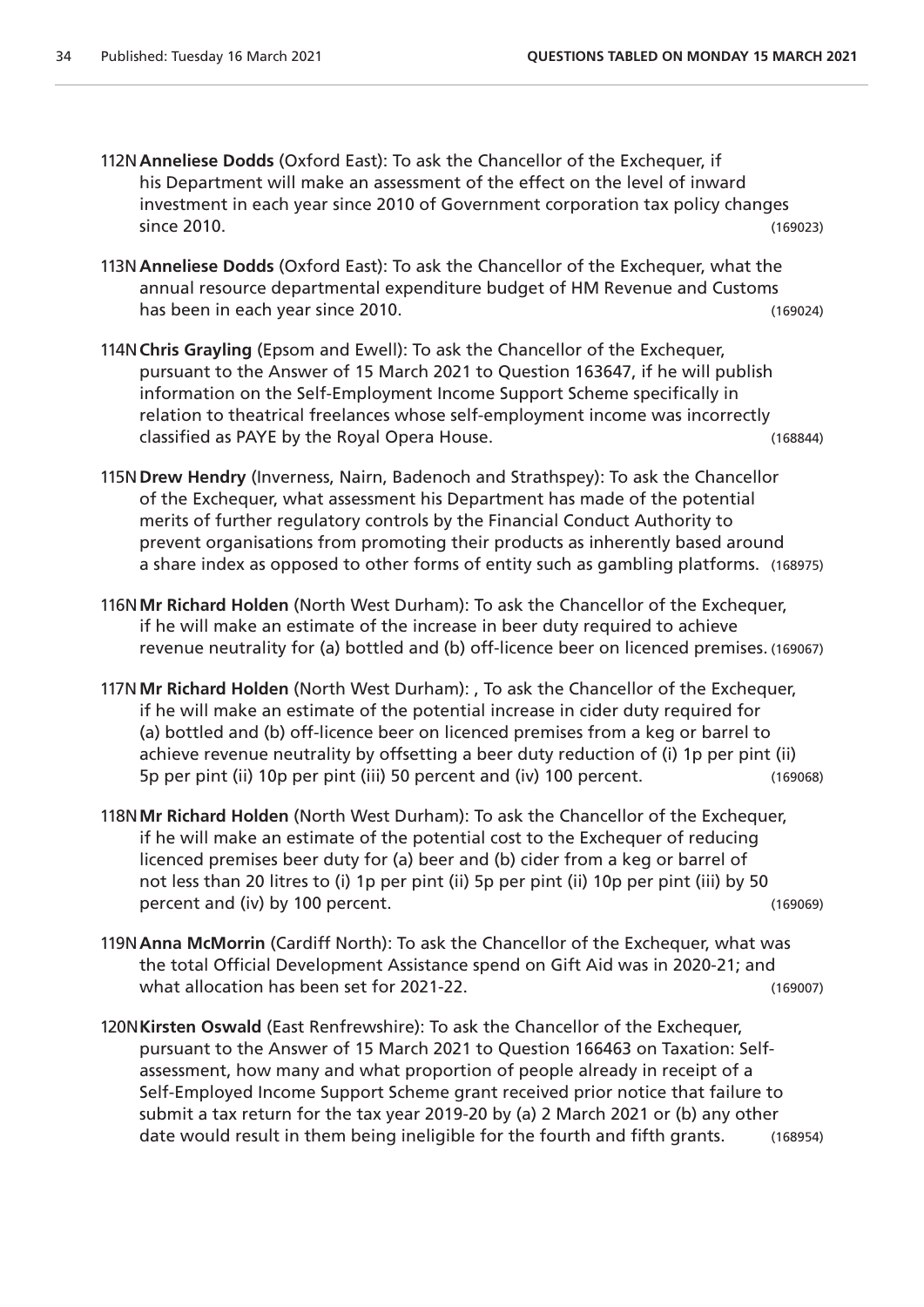112N **Anneliese Dodds** (Oxford East): To ask the Chancellor of the Exchequer, if his Department will make an assessment of the effect on the level of inward investment in each year since 2010 of Government corporation tax policy changes since 2010. (169023)

113N **Anneliese Dodds** (Oxford East): To ask the Chancellor of the Exchequer, what the annual resource departmental expenditure budget of HM Revenue and Customs has been in each year since 2010. (169024)

114N **Chris Grayling** (Epsom and Ewell): To ask the Chancellor of the Exchequer, pursuant to the Answer of 15 March 2021 to Question 163647, if he will publish information on the Self-Employment Income Support Scheme specifically in relation to theatrical freelances whose self-employment income was incorrectly classified as PAYE by the Royal Opera House. (168844)

115N **Drew Hendry** (Inverness, Nairn, Badenoch and Strathspey): To ask the Chancellor of the Exchequer, what assessment his Department has made of the potential merits of further regulatory controls by the Financial Conduct Authority to prevent organisations from promoting their products as inherently based around a share index as opposed to other forms of entity such as gambling platforms. (168975)

116N **Mr Richard Holden** (North West Durham): To ask the Chancellor of the Exchequer, if he will make an estimate of the increase in beer duty required to achieve revenue neutrality for (a) bottled and (b) off-licence beer on licenced premises. (169067)

117N **Mr Richard Holden** (North West Durham): , To ask the Chancellor of the Exchequer, if he will make an estimate of the potential increase in cider duty required for (a) bottled and (b) off-licence beer on licenced premises from a keg or barrel to achieve revenue neutrality by offsetting a beer duty reduction of (i) 1p per pint (ii) 5p per pint (ii) 10p per pint (iii) 50 percent and (iv) 100 percent. (169068)

118N **Mr Richard Holden** (North West Durham): To ask the Chancellor of the Exchequer, if he will make an estimate of the potential cost to the Exchequer of reducing licenced premises beer duty for (a) beer and (b) cider from a keg or barrel of not less than 20 litres to (i) 1p per pint (ii) 5p per pint (ii) 10p per pint (iii) by 50 percent and (iv) by 100 percent. (169069)

119N **Anna McMorrin** (Cardiff North): To ask the Chancellor of the Exchequer, what was the total Official Development Assistance spend on Gift Aid was in 2020-21; and what allocation has been set for 2021-22. (169007)

120N **Kirsten Oswald** (East Renfrewshire): To ask the Chancellor of the Exchequer, pursuant to the Answer of 15 March 2021 to Question 166463 on Taxation: Self-assessment, how many and what proportion of people already in receipt of a Self-Employed Income Support Scheme grant received prior notice that failure to submit a tax return for the tax year 2019-20 by (a) 2 March 2021 or (b) any other date would result in them being ineligible for the fourth and fifth grants. (168954)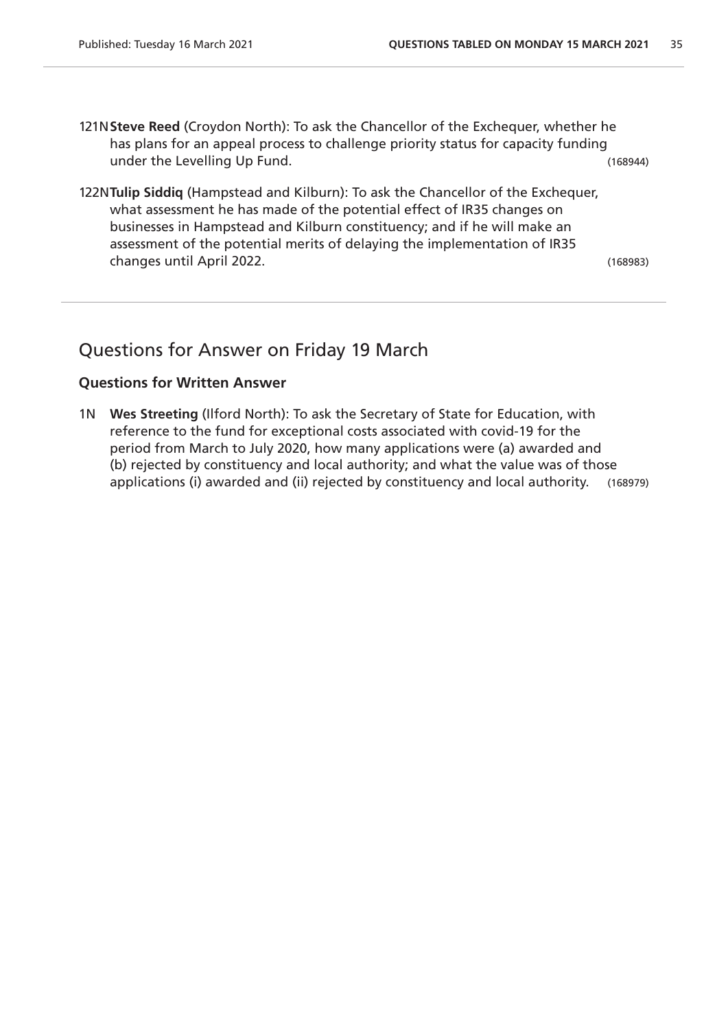121N **Steve Reed** (Croydon North): To ask the Chancellor of the Exchequer, whether he has plans for an appeal process to challenge priority status for capacity funding under the Levelling Up Fund. (168944)

122N **Tulip Siddiq** (Hampstead and Kilburn): To ask the Chancellor of the Exchequer, what assessment he has made of the potential effect of IR35 changes on businesses in Hampstead and Kilburn constituency; and if he will make an assessment of the potential merits of delaying the implementation of IR35 changes until April 2022. (168983)

## Questions for Answer on Friday 19 March

### Questions for Written Answer

1N **Wes Streeting** (Ilford North): To ask the Secretary of State for Education, with reference to the fund for exceptional costs associated with covid-19 for the period from March to July 2020, how many applications were (a) awarded and (b) rejected by constituency and local authority; and what the value was of those applications (i) awarded and (ii) rejected by constituency and local authority. (168979)